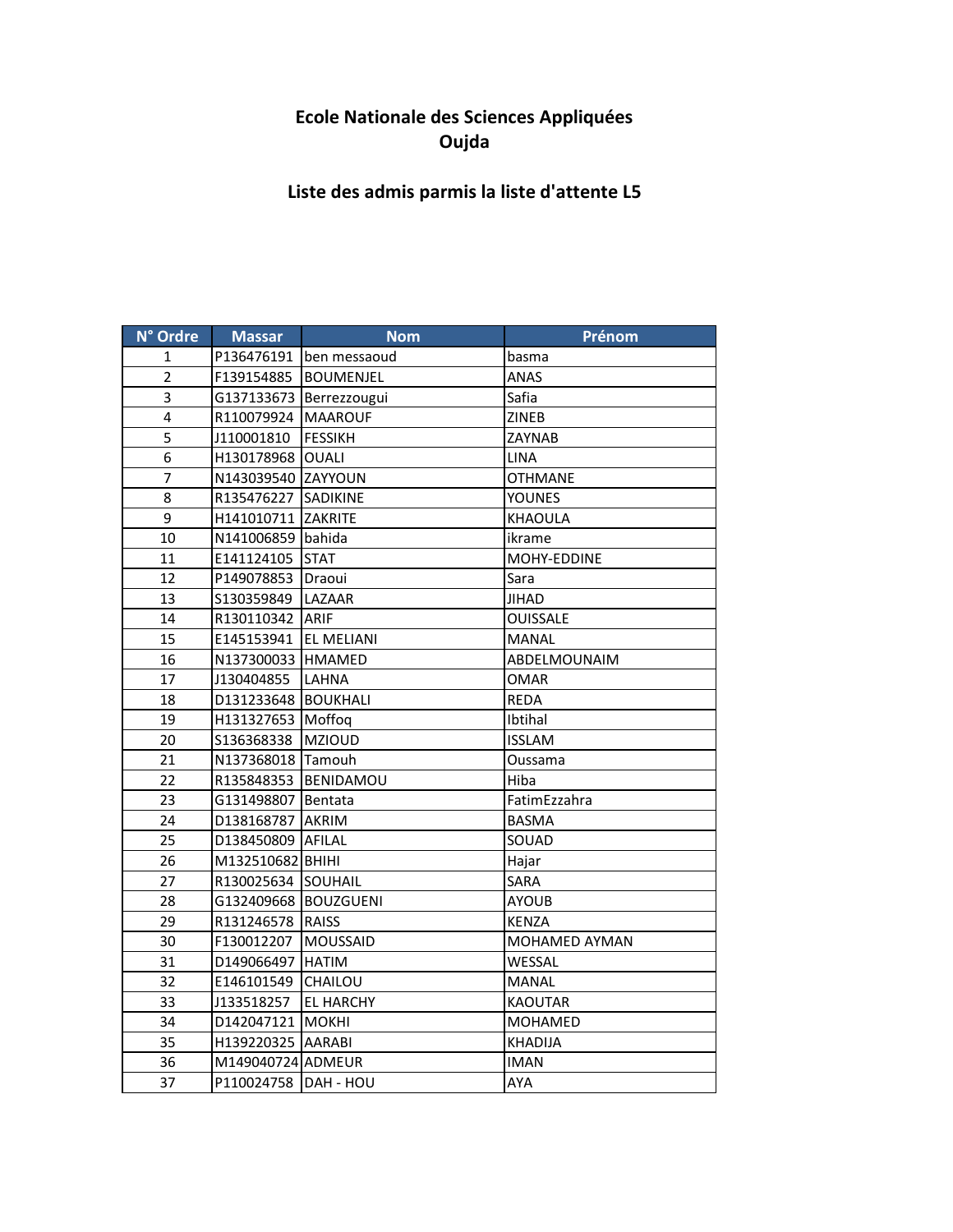# Ecole Nationale des Sciences Appliquées
# Oujda

## Liste des admis parmis la liste d'attente L5

| N° Ordre | Massar | Nom | Prénom |
|---|---|---|---|
| 1 | P136476191 | ben messaoud | basma |
| 2 | F139154885 | BOUMENJEL | ANAS |
| 3 | G137133673 | Berrezzougui | Safia |
| 4 | R110079924 | MAAROUF | ZINEB |
| 5 | J110001810 | FESSIKH | ZAYNAB |
| 6 | H130178968 | OUALI | LINA |
| 7 | N143039540 | ZAYYOUN | OTHMANE |
| 8 | R135476227 | SADIKINE | YOUNES |
| 9 | H141010711 | ZAKRITE | KHAOULA |
| 10 | N141006859 | bahida | ikrame |
| 11 | E141124105 | STAT | MOHY-EDDINE |
| 12 | P149078853 | Draoui | Sara |
| 13 | S130359849 | LAZAAR | JIHAD |
| 14 | R130110342 | ARIF | OUISSALE |
| 15 | E145153941 | EL MELIANI | MANAL |
| 16 | N137300033 | HMAMED | ABDELMOUNAIM |
| 17 | J130404855 | LAHNA | OMAR |
| 18 | D131233648 | BOUKHALI | REDA |
| 19 | H131327653 | Moffoq | Ibtihal |
| 20 | S136368338 | MZIOUD | ISSLAM |
| 21 | N137368018 | Tamouh | Oussama |
| 22 | R135848353 | BENIDAMOU | Hiba |
| 23 | G131498807 | Bentata | FatimEzzahra |
| 24 | D138168787 | AKRIM | BASMA |
| 25 | D138450809 | AFILAL | SOUAD |
| 26 | M132510682 | BHIHI | Hajar |
| 27 | R130025634 | SOUHAIL | SARA |
| 28 | G132409668 | BOUZGUENI | AYOUB |
| 29 | R131246578 | RAISS | KENZA |
| 30 | F130012207 | MOUSSAID | MOHAMED AYMAN |
| 31 | D149066497 | HATIM | WESSAL |
| 32 | E146101549 | CHAILOU | MANAL |
| 33 | J133518257 | EL HARCHY | KAOUTAR |
| 34 | D142047121 | MOKHI | MOHAMED |
| 35 | H139220325 | AARABI | KHADIJA |
| 36 | M149040724 | ADMEUR | IMAN |
| 37 | P110024758 | DAH - HOU | AYA |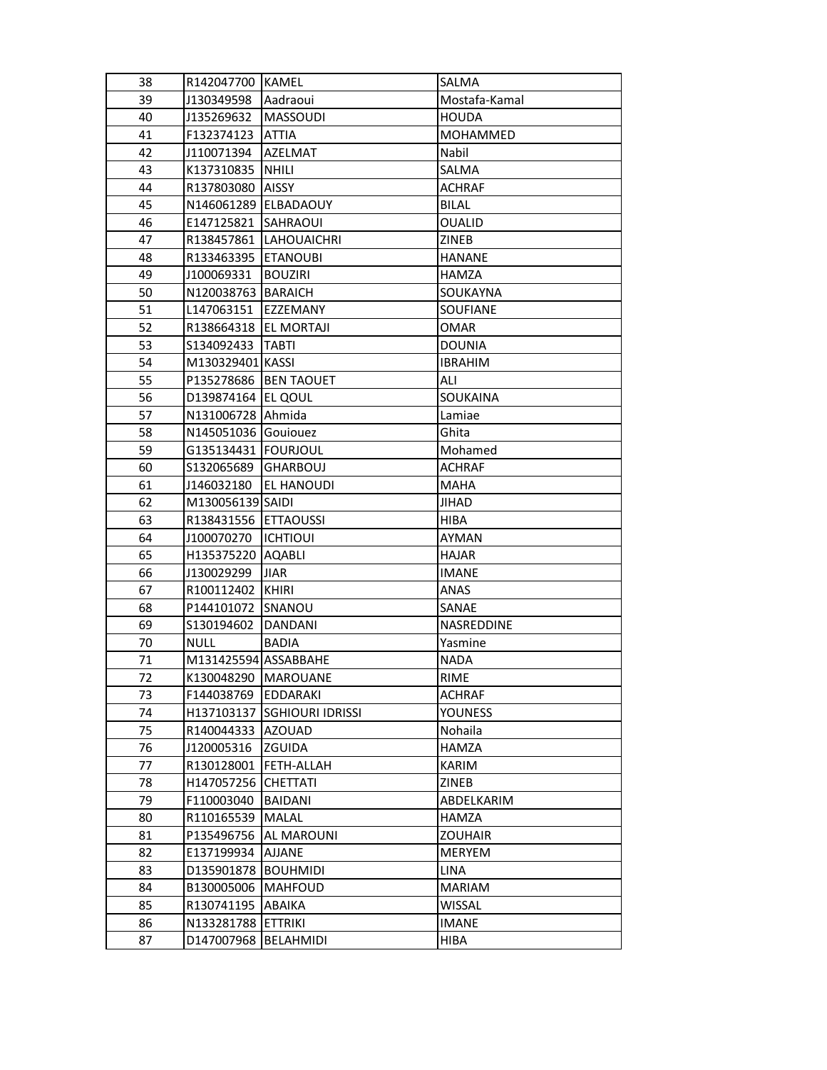| 38 | R142047700 | KAMEL | SALMA |
|---|---|---|---|
| 39 | J130349598 | Aadraoui | Mostafa-Kamal |
| 40 | J135269632 | MASSOUDI | HOUDA |
| 41 | F132374123 | ATTIA | MOHAMMED |
| 42 | J110071394 | AZELMAT | Nabil |
| 43 | K137310835 | NHILI | SALMA |
| 44 | R137803080 | AISSY | ACHRAF |
| 45 | N146061289 | ELBADAOUY | BILAL |
| 46 | E147125821 | SAHRAOUI | OUALID |
| 47 | R138457861 | LAHOUAICHRI | ZINEB |
| 48 | R133463395 | ETANOUBI | HANANE |
| 49 | J100069331 | BOUZIRI | HAMZA |
| 50 | N120038763 | BARAICH | SOUKAYNA |
| 51 | L147063151 | EZZEMANY | SOUFIANE |
| 52 | R138664318 | EL MORTAJI | OMAR |
| 53 | S134092433 | TABTI | DOUNIA |
| 54 | M130329401 | KASSI | IBRAHIM |
| 55 | P135278686 | BEN TAOUET | ALI |
| 56 | D139874164 | EL QOUL | SOUKAINA |
| 57 | N131006728 | Ahmida | Lamiae |
| 58 | N145051036 | Gouiouez | Ghita |
| 59 | G135134431 | FOURJOUL | Mohamed |
| 60 | S132065689 | GHARBOUJ | ACHRAF |
| 61 | J146032180 | EL HANOUDI | MAHA |
| 62 | M130056139 | SAIDI | JIHAD |
| 63 | R138431556 | ETTAOUSSI | HIBA |
| 64 | J100070270 | ICHTIOUI | AYMAN |
| 65 | H135375220 | AQABLI | HAJAR |
| 66 | J130029299 | JIAR | IMANE |
| 67 | R100112402 | KHIRI | ANAS |
| 68 | P144101072 | SNANOU | SANAE |
| 69 | S130194602 | DANDANI | NASREDDINE |
| 70 | NULL | BADIA | Yasmine |
| 71 | M131425594 | ASSABBAHE | NADA |
| 72 | K130048290 | MAROUANE | RIME |
| 73 | F144038769 | EDDARAKI | ACHRAF |
| 74 | H137103137 | SGHIOURI IDRISSI | YOUNESS |
| 75 | R140044333 | AZOUAD | Nohaila |
| 76 | J120005316 | ZGUIDA | HAMZA |
| 77 | R130128001 | FETH-ALLAH | KARIM |
| 78 | H147057256 | CHETTATI | ZINEB |
| 79 | F110003040 | BAIDANI | ABDELKARIM |
| 80 | R110165539 | MALAL | HAMZA |
| 81 | P135496756 | AL MAROUNI | ZOUHAIR |
| 82 | E137199934 | AJJANE | MERYEM |
| 83 | D135901878 | BOUHMIDI | LINA |
| 84 | B130005006 | MAHFOUD | MARIAM |
| 85 | R130741195 | ABAIKA | WISSAL |
| 86 | N133281788 | ETTRIKI | IMANE |
| 87 | D147007968 | BELAHMIDI | HIBA |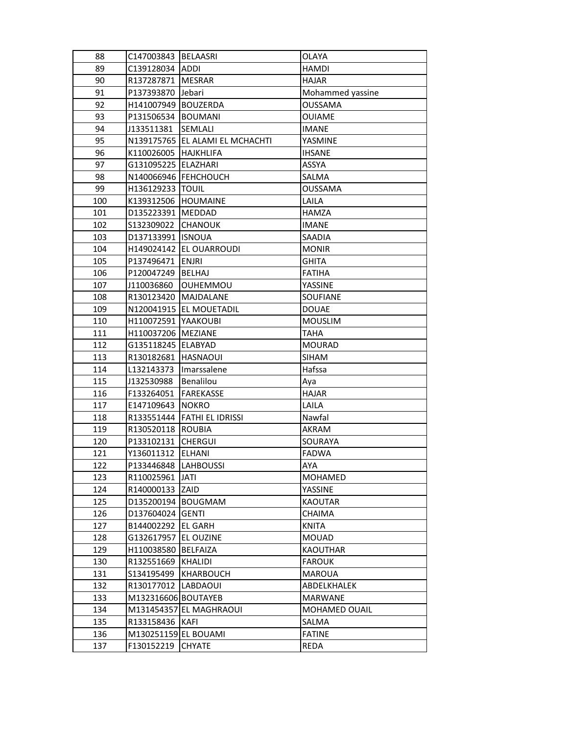| 88 | C147003843 | BELAASRI | OLAYA |
|---|---|---|---|
| 89 | C139128034 | ADDI | HAMDI |
| 90 | R137287871 | MESRAR | HAJAR |
| 91 | P137393870 | Jebari | Mohammed yassine |
| 92 | H141007949 | BOUZERDA | OUSSAMA |
| 93 | P131506534 | BOUMANI | OUIAME |
| 94 | J133511381 | SEMLALI | IMANE |
| 95 | N139175765 | EL ALAMI EL MCHACHTI | YASMINE |
| 96 | K110026005 | HAJKHLIFA | IHSANE |
| 97 | G131095225 | ELAZHARI | ASSYA |
| 98 | N140066946 | FEHCHOUCH | SALMA |
| 99 | H136129233 | TOUIL | OUSSAMA |
| 100 | K139312506 | HOUMAINE | LAILA |
| 101 | D135223391 | MEDDAD | HAMZA |
| 102 | S132309022 | CHANOUK | IMANE |
| 103 | D137133991 | ISNOUA | SAADIA |
| 104 | H149024142 | EL OUARROUDI | MONIR |
| 105 | P137496471 | ENJRI | GHITA |
| 106 | P120047249 | BELHAJ | FATIHA |
| 107 | J110036860 | OUHEMMOU | YASSINE |
| 108 | R130123420 | MAJDALANE | SOUFIANE |
| 109 | N120041915 | EL MOUETADIL | DOUAE |
| 110 | H110072591 | YAAKOUBI | MOUSLIM |
| 111 | H110037206 | MEZIANE | TAHA |
| 112 | G135118245 | ELABYAD | MOURAD |
| 113 | R130182681 | HASNAOUI | SIHAM |
| 114 | L132143373 | Imarssalene | Hafssa |
| 115 | J132530988 | Benalilou | Aya |
| 116 | F133264051 | FAREKASSE | HAJAR |
| 117 | E147109643 | NOKRO | LAILA |
| 118 | R133551444 | FATHI EL IDRISSI | Nawfal |
| 119 | R130520118 | ROUBIA | AKRAM |
| 120 | P133102131 | CHERGUI | SOURAYA |
| 121 | Y136011312 | ELHANI | FADWA |
| 122 | P133446848 | LAHBOUSSI | AYA |
| 123 | R110025961 | JATI | MOHAMED |
| 124 | R140000133 | ZAID | YASSINE |
| 125 | D135200194 | BOUGMAM | KAOUTAR |
| 126 | D137604024 | GENTI | CHAIMA |
| 127 | B144002292 | EL GARH | KNITA |
| 128 | G132617957 | EL OUZINE | MOUAD |
| 129 | H110038580 | BELFAIZA | KAOUTHAR |
| 130 | R132551669 | KHALIDI | FAROUK |
| 131 | S134195499 | KHARBOUCH | MAROUA |
| 132 | R130177012 | LABDAOUI | ABDELKHALEK |
| 133 | M132316606 | BOUTAYEB | MARWANE |
| 134 | M131454357 | EL MAGHRAOUI | MOHAMED OUAIL |
| 135 | R133158436 | KAFI | SALMA |
| 136 | M130251159 | EL BOUAMI | FATINE |
| 137 | F130152219 | CHYATE | REDA |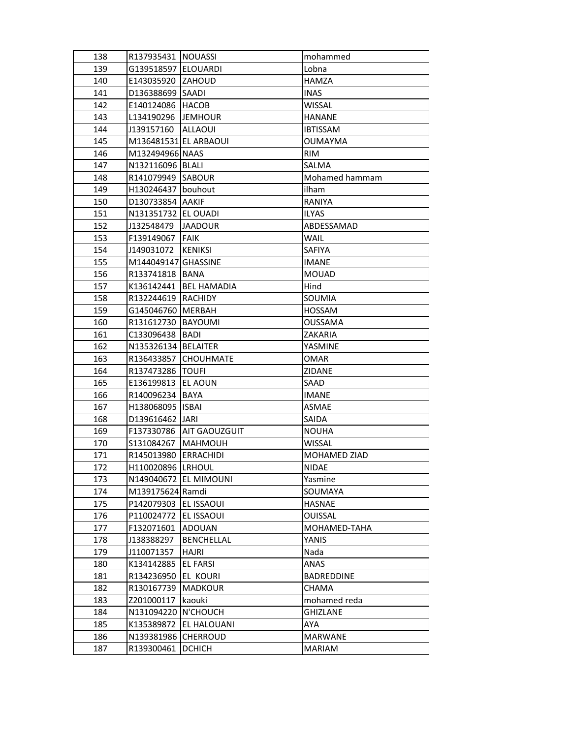| 138 | R137935431 | NOUASSI | mohammed |
|---|---|---|---|
| 139 | G139518597 | ELOUARDI | Lobna |
| 140 | E143035920 | ZAHOUD | HAMZA |
| 141 | D136388699 | SAADI | INAS |
| 142 | E140124086 | HACOB | WISSAL |
| 143 | L134190296 | JEMHOUR | HANANE |
| 144 | J139157160 | ALLAOUI | IBTISSAM |
| 145 | M136481531 | EL ARBAOUI | OUMAYMA |
| 146 | M132494966 | NAAS | RIM |
| 147 | N132116096 | BLALI | SALMA |
| 148 | R141079949 | SABOUR | Mohamed hammam |
| 149 | H130246437 | bouhout | ilham |
| 150 | D130733854 | AAKIF | RANIYA |
| 151 | N131351732 | EL OUADI | ILYAS |
| 152 | J132548479 | JAADOUR | ABDESSAMAD |
| 153 | F139149067 | FAIK | WAIL |
| 154 | J149031072 | KENIKSI | SAFIYA |
| 155 | M144049147 | GHASSINE | IMANE |
| 156 | R133741818 | BANA | MOUAD |
| 157 | K136142441 | BEL HAMADIA | Hind |
| 158 | R132244619 | RACHIDY | SOUMIA |
| 159 | G145046760 | MERBAH | HOSSAM |
| 160 | R131612730 | BAYOUMI | OUSSAMA |
| 161 | C133096438 | BADI | ZAKARIA |
| 162 | N135326134 | BELAITER | YASMINE |
| 163 | R136433857 | CHOUHMATE | OMAR |
| 164 | R137473286 | TOUFI | ZIDANE |
| 165 | E136199813 | EL AOUN | SAAD |
| 166 | R140096234 | BAYA | IMANE |
| 167 | H138068095 | ISBAI | ASMAE |
| 168 | D139616462 | JARI | SAIDA |
| 169 | F137330786 | AIT GAOUZGUIT | NOUHA |
| 170 | S131084267 | MAHMOUH | WISSAL |
| 171 | R145013980 | ERRACHIDI | MOHAMED ZIAD |
| 172 | H110020896 | LRHOUL | NIDAE |
| 173 | N149040672 | EL MIMOUNI | Yasmine |
| 174 | M139175624 | Ramdi | SOUMAYA |
| 175 | P142079303 | EL ISSAOUI | HASNAE |
| 176 | P110024772 | EL ISSAOUI | OUISSAL |
| 177 | F132071601 | ADOUAN | MOHAMED-TAHA |
| 178 | J138388297 | BENCHELLAL | YANIS |
| 179 | J110071357 | HAJRI | Nada |
| 180 | K134142885 | EL FARSI | ANAS |
| 181 | R134236950 | EL KOURI | BADREDDINE |
| 182 | R130167739 | MADKOUR | CHAMA |
| 183 | Z201000117 | kaouki | mohamed reda |
| 184 | N131094220 | N'CHOUCH | GHIZLANE |
| 185 | K135389872 | EL HALOUANI | AYA |
| 186 | N139381986 | CHERROUD | MARWANE |
| 187 | R139300461 | DCHICH | MARIAM |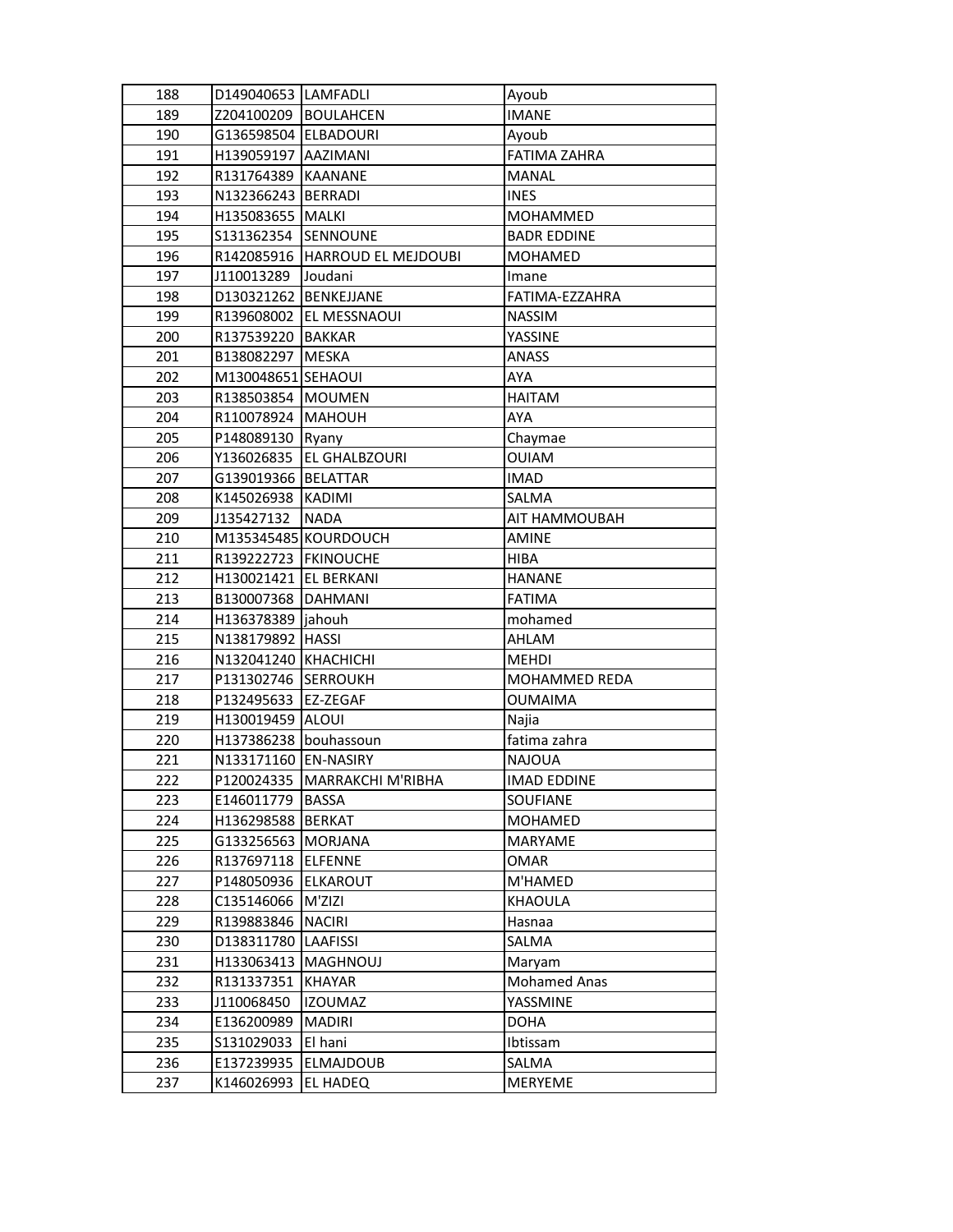| | | | |
|---|---|---|---|
| 188 | D149040653 | LAMFADLI | Ayoub |
| 189 | Z204100209 | BOULAHCEN | IMANE |
| 190 | G136598504 | ELBADOURI | Ayoub |
| 191 | H139059197 | AAZIMANI | FATIMA ZAHRA |
| 192 | R131764389 | KAANANE | MANAL |
| 193 | N132366243 | BERRADI | INES |
| 194 | H135083655 | MALKI | MOHAMMED |
| 195 | S131362354 | SENNOUNE | BADR EDDINE |
| 196 | R142085916 | HARROUD EL MEJDOUBI | MOHAMED |
| 197 | J110013289 | Joudani | Imane |
| 198 | D130321262 | BENKEJJANE | FATIMA-EZZAHRA |
| 199 | R139608002 | EL MESSNAOUI | NASSIM |
| 200 | R137539220 | BAKKAR | YASSINE |
| 201 | B138082297 | MESKA | ANASS |
| 202 | M130048651 | SEHAOUI | AYA |
| 203 | R138503854 | MOUMEN | HAITAM |
| 204 | R110078924 | MAHOUH | AYA |
| 205 | P148089130 | Ryany | Chaymae |
| 206 | Y136026835 | EL GHALBZOURI | OUIAM |
| 207 | G139019366 | BELATTAR | IMAD |
| 208 | K145026938 | KADIMI | SALMA |
| 209 | J135427132 | NADA | AIT HAMMOUBAH |
| 210 | M135345485 | KOURDOUCH | AMINE |
| 211 | R139222723 | FKINOUCHE | HIBA |
| 212 | H130021421 | EL BERKANI | HANANE |
| 213 | B130007368 | DAHMANI | FATIMA |
| 214 | H136378389 | jahouh | mohamed |
| 215 | N138179892 | HASSI | AHLAM |
| 216 | N132041240 | KHACHICHI | MEHDI |
| 217 | P131302746 | SERROUKH | MOHAMMED REDA |
| 218 | P132495633 | EZ-ZEGAF | OUMAIMA |
| 219 | H130019459 | ALOUI | Najia |
| 220 | H137386238 | bouhassoun | fatima zahra |
| 221 | N133171160 | EN-NASIRY | NAJOUA |
| 222 | P120024335 | MARRAKCHI M'RIBHA | IMAD EDDINE |
| 223 | E146011779 | BASSA | SOUFIANE |
| 224 | H136298588 | BERKAT | MOHAMED |
| 225 | G133256563 | MORJANA | MARYAME |
| 226 | R137697118 | ELFENNE | OMAR |
| 227 | P148050936 | ELKAROUT | M'HAMED |
| 228 | C135146066 | M'ZIZI | KHAOULA |
| 229 | R139883846 | NACIRI | Hasnaa |
| 230 | D138311780 | LAAFISSI | SALMA |
| 231 | H133063413 | MAGHNOUJ | Maryam |
| 232 | R131337351 | KHAYAR | Mohamed Anas |
| 233 | J110068450 | IZOUMAZ | YASSMINE |
| 234 | E136200989 | MADIRI | DOHA |
| 235 | S131029033 | El hani | Ibtissam |
| 236 | E137239935 | ELMAJDOUB | SALMA |
| 237 | K146026993 | EL HADEQ | MERYEME |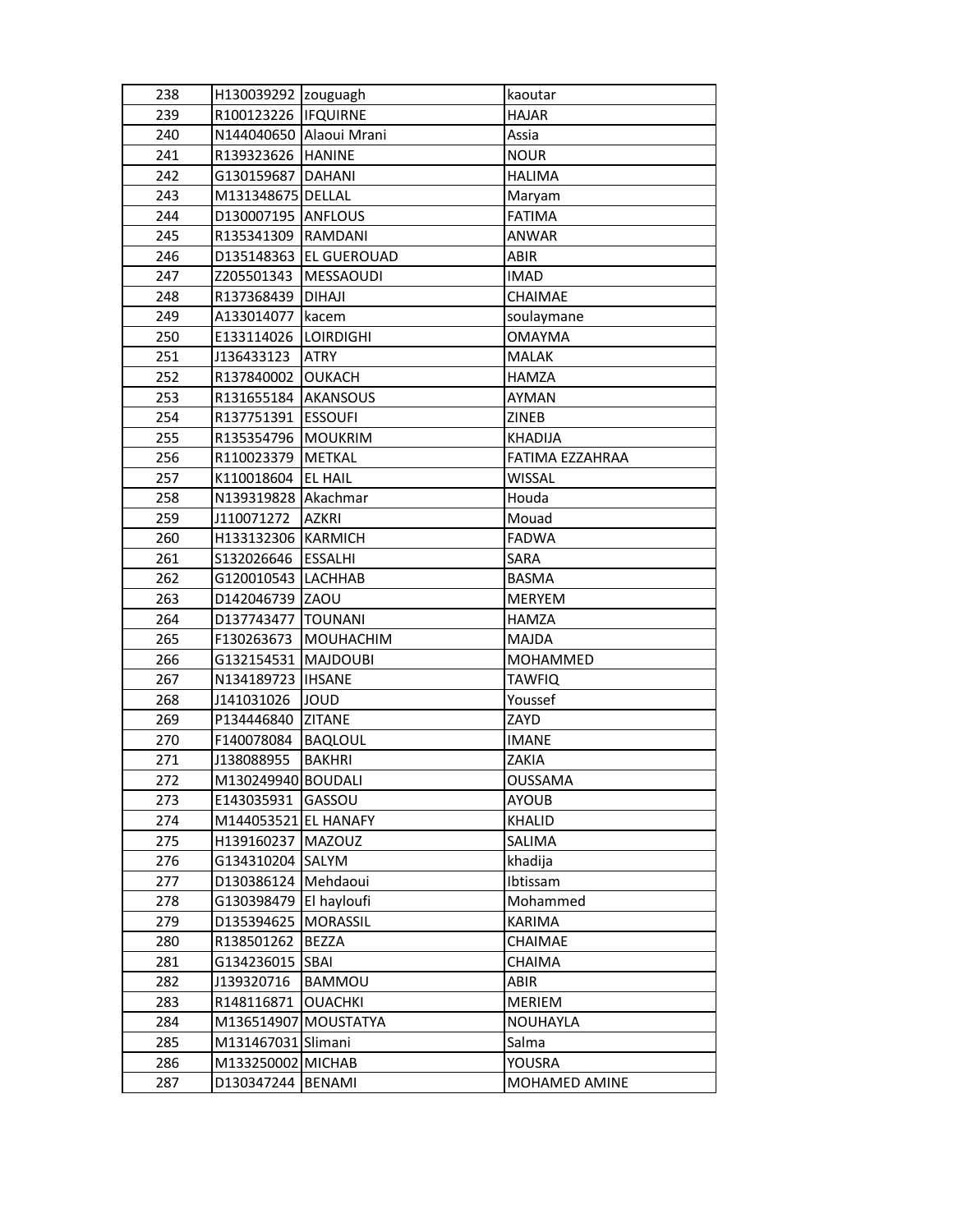| 238 | H130039292 | zouguagh | kaoutar |
|---|---|---|---|
| 239 | R100123226 | IFQUIRNE | HAJAR |
| 240 | N144040650 | Alaoui Mrani | Assia |
| 241 | R139323626 | HANINE | NOUR |
| 242 | G130159687 | DAHANI | HALIMA |
| 243 | M131348675 | DELLAL | Maryam |
| 244 | D130007195 | ANFLOUS | FATIMA |
| 245 | R135341309 | RAMDANI | ANWAR |
| 246 | D135148363 | EL GUEROUAD | ABIR |
| 247 | Z205501343 | MESSAOUDI | IMAD |
| 248 | R137368439 | DIHAJI | CHAIMAE |
| 249 | A133014077 | kacem | soulaymane |
| 250 | E133114026 | LOIRDIGHI | OMAYMA |
| 251 | J136433123 | ATRY | MALAK |
| 252 | R137840002 | OUKACH | HAMZA |
| 253 | R131655184 | AKANSOUS | AYMAN |
| 254 | R137751391 | ESSOUFI | ZINEB |
| 255 | R135354796 | MOUKRIM | KHADIJA |
| 256 | R110023379 | METKAL | FATIMA EZZAHRAA |
| 257 | K110018604 | EL HAIL | WISSAL |
| 258 | N139319828 | Akachmar | Houda |
| 259 | J110071272 | AZKRI | Mouad |
| 260 | H133132306 | KARMICH | FADWA |
| 261 | S132026646 | ESSALHI | SARA |
| 262 | G120010543 | LACHHAB | BASMA |
| 263 | D142046739 | ZAOU | MERYEM |
| 264 | D137743477 | TOUNANI | HAMZA |
| 265 | F130263673 | MOUHACHIM | MAJDA |
| 266 | G132154531 | MAJDOUBI | MOHAMMED |
| 267 | N134189723 | IHSANE | TAWFIQ |
| 268 | J141031026 | JOUD | Youssef |
| 269 | P134446840 | ZITANE | ZAYD |
| 270 | F140078084 | BAQLOUL | IMANE |
| 271 | J138088955 | BAKHRI | ZAKIA |
| 272 | M130249940 | BOUDALI | OUSSAMA |
| 273 | E143035931 | GASSOU | AYOUB |
| 274 | M144053521 | EL HANAFY | KHALID |
| 275 | H139160237 | MAZOUZ | SALIMA |
| 276 | G134310204 | SALYM | khadija |
| 277 | D130386124 | Mehdaoui | Ibtissam |
| 278 | G130398479 | El hayloufi | Mohammed |
| 279 | D135394625 | MORASSIL | KARIMA |
| 280 | R138501262 | BEZZA | CHAIMAE |
| 281 | G134236015 | SBAI | CHAIMA |
| 282 | J139320716 | BAMMOU | ABIR |
| 283 | R148116871 | OUACHKI | MERIEM |
| 284 | M136514907 | MOUSTATYA | NOUHAYLA |
| 285 | M131467031 | Slimani | Salma |
| 286 | M133250002 | MICHAB | YOUSRA |
| 287 | D130347244 | BENAMI | MOHAMED AMINE |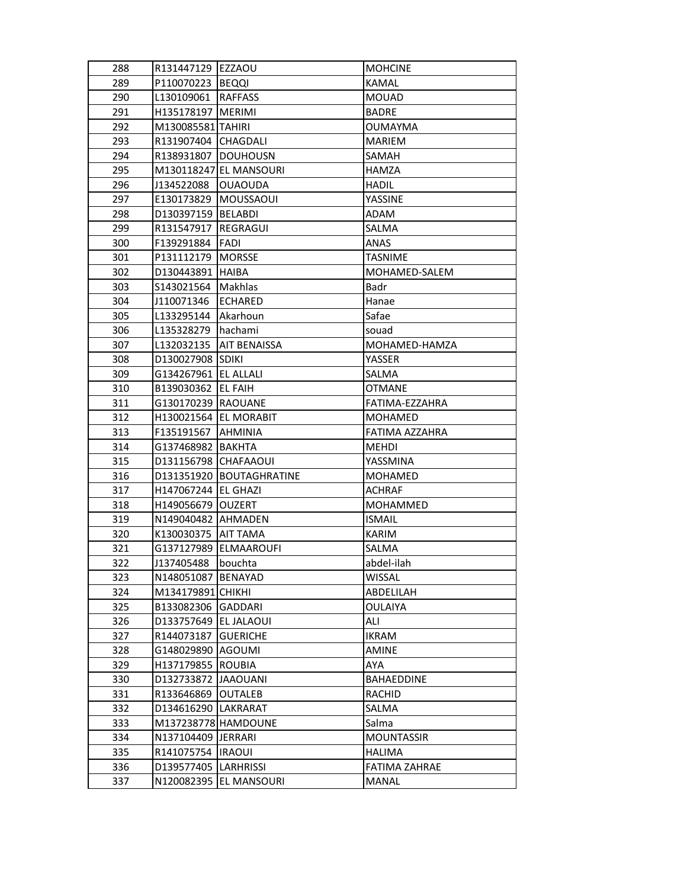| 288 | R131447129 | EZZAOU | MOHCINE |
|---|---|---|---|
| 289 | P110070223 | BEQQI | KAMAL |
| 290 | L130109061 | RAFFASS | MOUAD |
| 291 | H135178197 | MERIMI | BADRE |
| 292 | M130085581 | TAHIRI | OUMAYMA |
| 293 | R131907404 | CHAGDALI | MARIEM |
| 294 | R138931807 | DOUHOUSN | SAMAH |
| 295 | M130118247 | EL MANSOURI | HAMZA |
| 296 | J134522088 | OUAOUDA | HADIL |
| 297 | E130173829 | MOUSSAOUI | YASSINE |
| 298 | D130397159 | BELABDI | ADAM |
| 299 | R131547917 | REGRAGUI | SALMA |
| 300 | F139291884 | FADI | ANAS |
| 301 | P131112179 | MORSSE | TASNIME |
| 302 | D130443891 | HAIBA | MOHAMED-SALEM |
| 303 | S143021564 | Makhlas | Badr |
| 304 | J110071346 | ECHARED | Hanae |
| 305 | L133295144 | Akarhoun | Safae |
| 306 | L135328279 | hachami | souad |
| 307 | L132032135 | AIT BENAISSA | MOHAMED-HAMZA |
| 308 | D130027908 | SDIKI | YASSER |
| 309 | G134267961 | EL ALLALI | SALMA |
| 310 | B139030362 | EL FAIH | OTMANE |
| 311 | G130170239 | RAOUANE | FATIMA-EZZAHRA |
| 312 | H130021564 | EL MORABIT | MOHAMED |
| 313 | F135191567 | AHMINIA | FATIMA AZZAHRA |
| 314 | G137468982 | BAKHTA | MEHDI |
| 315 | D131156798 | CHAFAAOUI | YASSMINA |
| 316 | D131351920 | BOUTAGHRATINE | MOHAMED |
| 317 | H147067244 | EL GHAZI | ACHRAF |
| 318 | H149056679 | OUZERT | MOHAMMED |
| 319 | N149040482 | AHMADEN | ISMAIL |
| 320 | K130030375 | AIT TAMA | KARIM |
| 321 | G137127989 | ELMAAROUFI | SALMA |
| 322 | J137405488 | bouchta | abdel-ilah |
| 323 | N148051087 | BENAYAD | WISSAL |
| 324 | M134179891 | CHIKHI | ABDELILAH |
| 325 | B133082306 | GADDARI | OULAIYA |
| 326 | D133757649 | EL JALAOUI | ALI |
| 327 | R144073187 | GUERICHE | IKRAM |
| 328 | G148029890 | AGOUMI | AMINE |
| 329 | H137179855 | ROUBIA | AYA |
| 330 | D132733872 | JAAOUANI | BAHAEDDINE |
| 331 | R133646869 | OUTALEB | RACHID |
| 332 | D134616290 | LAKRARAT | SALMA |
| 333 | M137238778 | HAMDOUNE | Salma |
| 334 | N137104409 | JERRARI | MOUNTASSIR |
| 335 | R141075754 | IRAOUI | HALIMA |
| 336 | D139577405 | LARHRISSI | FATIMA ZAHRAE |
| 337 | N120082395 | EL MANSOURI | MANAL |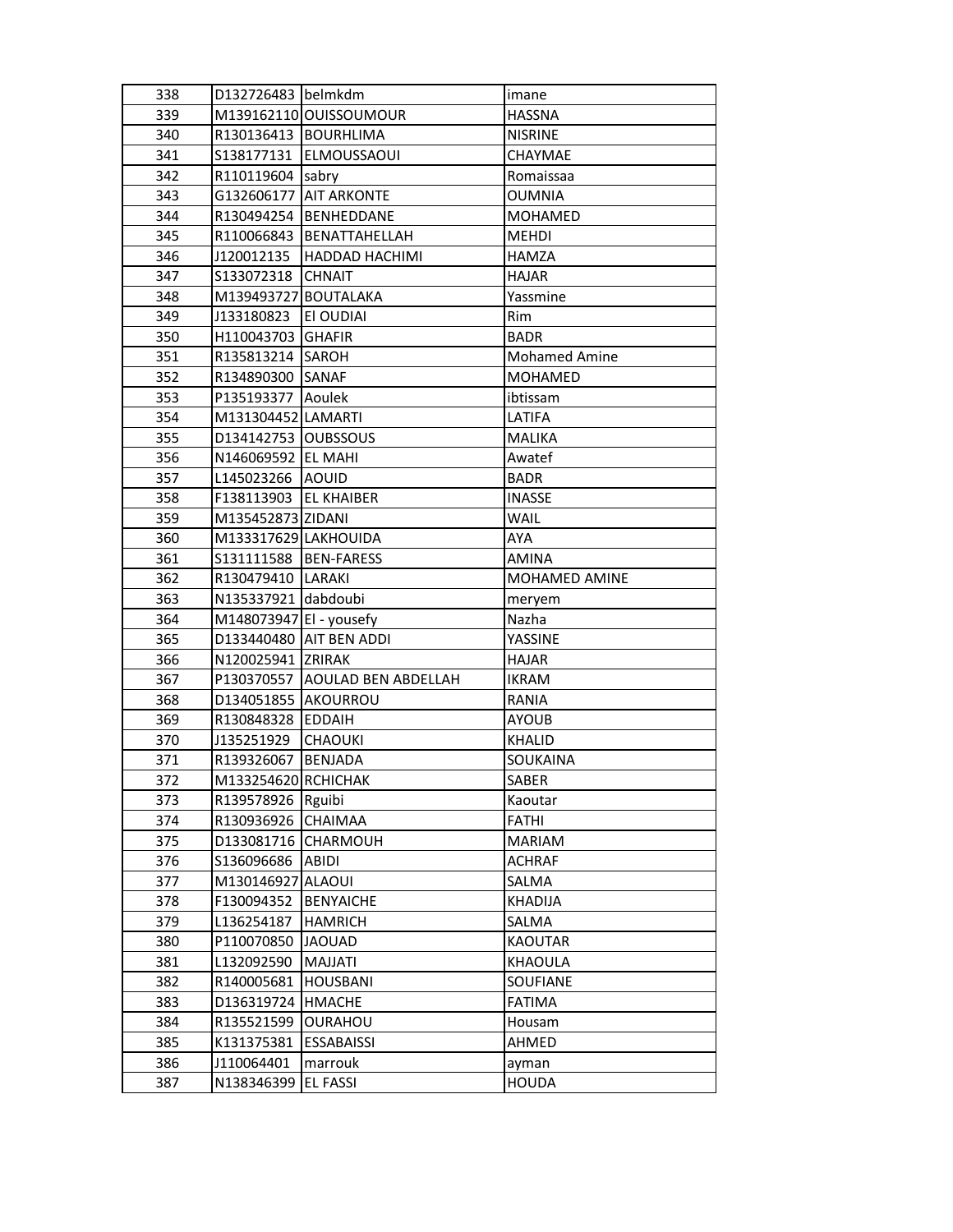| 338 | D132726483 | belmkdm | imane |
|---|---|---|---|
| 339 | M139162110 | OUISSOUMOUR | HASSNA |
| 340 | R130136413 | BOURHLIMA | NISRINE |
| 341 | S138177131 | ELMOUSSAOUI | CHAYMAE |
| 342 | R110119604 | sabry | Romaissaa |
| 343 | G132606177 | AIT ARKONTE | OUMNIA |
| 344 | R130494254 | BENHEDDANE | MOHAMED |
| 345 | R110066843 | BENATTAHELLAH | MEHDI |
| 346 | J120012135 | HADDAD HACHIMI | HAMZA |
| 347 | S133072318 | CHNAIT | HAJAR |
| 348 | M139493727 | BOUTALAKA | Yassmine |
| 349 | J133180823 | El OUDIAI | Rim |
| 350 | H110043703 | GHAFIR | BADR |
| 351 | R135813214 | SAROH | Mohamed Amine |
| 352 | R134890300 | SANAF | MOHAMED |
| 353 | P135193377 | Aoulek | ibtissam |
| 354 | M131304452 | LAMARTI | LATIFA |
| 355 | D134142753 | OUBSSOUS | MALIKA |
| 356 | N146069592 | EL MAHI | Awatef |
| 357 | L145023266 | AOUID | BADR |
| 358 | F138113903 | EL KHAIBER | INASSE |
| 359 | M135452873 | ZIDANI | WAIL |
| 360 | M133317629 | LAKHOUIDA | AYA |
| 361 | S131111588 | BEN-FARESS | AMINA |
| 362 | R130479410 | LARAKI | MOHAMED AMINE |
| 363 | N135337921 | dabdoubi | meryem |
| 364 | M148073947 | El - yousefy | Nazha |
| 365 | D133440480 | AIT BEN ADDI | YASSINE |
| 366 | N120025941 | ZRIRAK | HAJAR |
| 367 | P130370557 | AOULAD BEN ABDELLAH | IKRAM |
| 368 | D134051855 | AKOURROU | RANIA |
| 369 | R130848328 | EDDAIH | AYOUB |
| 370 | J135251929 | CHAOUKI | KHALID |
| 371 | R139326067 | BENJADA | SOUKAINA |
| 372 | M133254620 | RCHICHAK | SABER |
| 373 | R139578926 | Rguibi | Kaoutar |
| 374 | R130936926 | CHAIMAA | FATHI |
| 375 | D133081716 | CHARMOUH | MARIAM |
| 376 | S136096686 | ABIDI | ACHRAF |
| 377 | M130146927 | ALAOUI | SALMA |
| 378 | F130094352 | BENYAICHE | KHADIJA |
| 379 | L136254187 | HAMRICH | SALMA |
| 380 | P110070850 | JAOUAD | KAOUTAR |
| 381 | L132092590 | MAJJATI | KHAOULA |
| 382 | R140005681 | HOUSBANI | SOUFIANE |
| 383 | D136319724 | HMACHE | FATIMA |
| 384 | R135521599 | OURAHOU | Housam |
| 385 | K131375381 | ESSABAISSI | AHMED |
| 386 | J110064401 | marrouk | ayman |
| 387 | N138346399 | EL FASSI | HOUDA |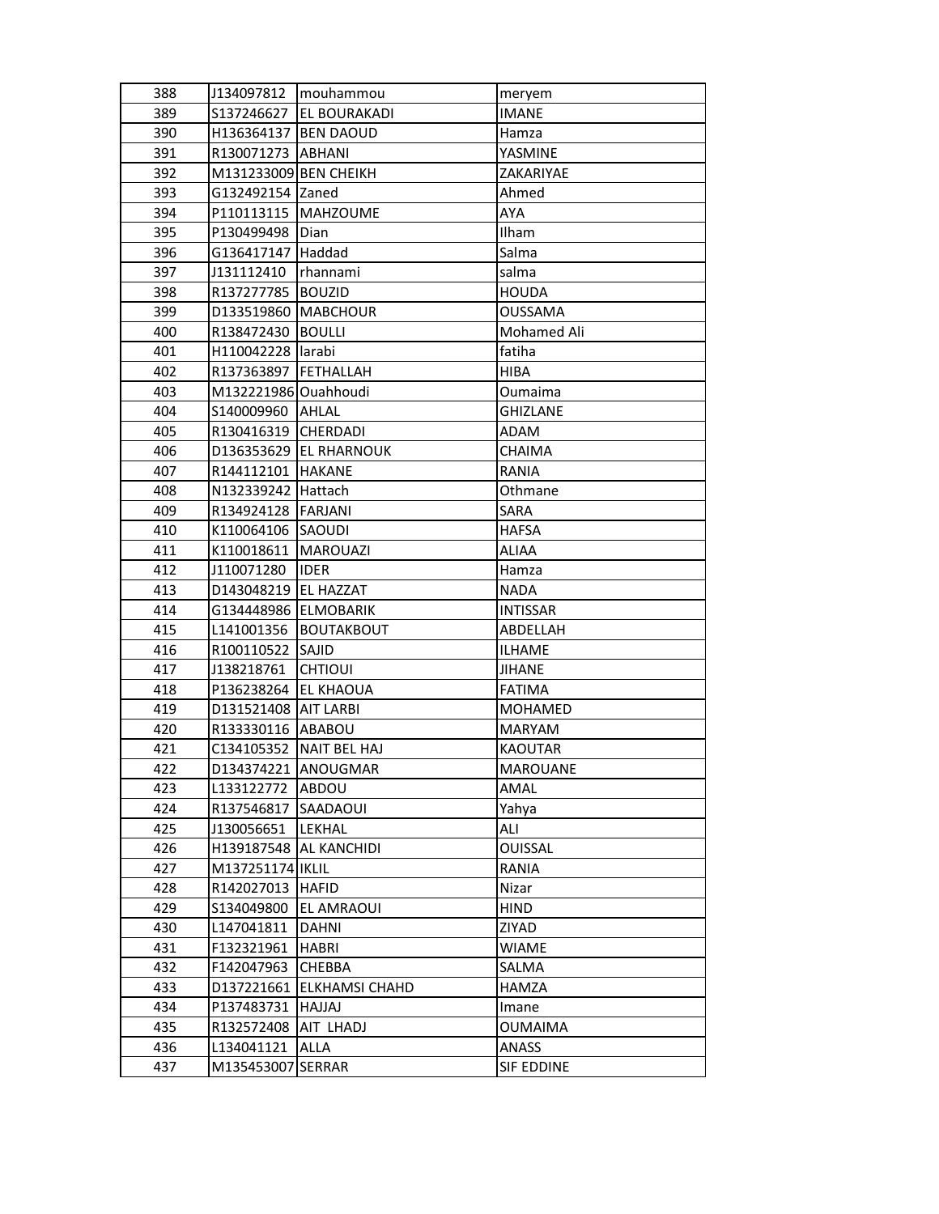| 388 | J134097812 | mouhammou | meryem |
|---|---|---|---|
| 389 | S137246627 | EL BOURAKADI | IMANE |
| 390 | H136364137 | BEN DAOUD | Hamza |
| 391 | R130071273 | ABHANI | YASMINE |
| 392 | M131233009 | BEN CHEIKH | ZAKARIYAE |
| 393 | G132492154 | Zaned | Ahmed |
| 394 | P110113115 | MAHZOUME | AYA |
| 395 | P130499498 | Dian | Ilham |
| 396 | G136417147 | Haddad | Salma |
| 397 | J131112410 | rhannami | salma |
| 398 | R137277785 | BOUZID | HOUDA |
| 399 | D133519860 | MABCHOUR | OUSSAMA |
| 400 | R138472430 | BOULLI | Mohamed Ali |
| 401 | H110042228 | larabi | fatiha |
| 402 | R137363897 | FETHALLAH | HIBA |
| 403 | M132221986 | Ouahhoudi | Oumaima |
| 404 | S140009960 | AHLAL | GHIZLANE |
| 405 | R130416319 | CHERDADI | ADAM |
| 406 | D136353629 | EL RHARNOUK | CHAIMA |
| 407 | R144112101 | HAKANE | RANIA |
| 408 | N132339242 | Hattach | Othmane |
| 409 | R134924128 | FARJANI | SARA |
| 410 | K110064106 | SAOUDI | HAFSA |
| 411 | K110018611 | MAROUAZI | ALIAA |
| 412 | J110071280 | IDER | Hamza |
| 413 | D143048219 | EL HAZZAT | NADA |
| 414 | G134448986 | ELMOBARIK | INTISSAR |
| 415 | L141001356 | BOUTAKBOUT | ABDELLAH |
| 416 | R100110522 | SAJID | ILHAME |
| 417 | J138218761 | CHTIOUI | JIHANE |
| 418 | P136238264 | EL KHAOUA | FATIMA |
| 419 | D131521408 | AIT LARBI | MOHAMED |
| 420 | R133330116 | ABABOU | MARYAM |
| 421 | C134105352 | NAIT BEL HAJ | KAOUTAR |
| 422 | D134374221 | ANOUGMAR | MAROUANE |
| 423 | L133122772 | ABDOU | AMAL |
| 424 | R137546817 | SAADAOUI | Yahya |
| 425 | J130056651 | LEKHAL | ALI |
| 426 | H139187548 | AL KANCHIDI | OUISSAL |
| 427 | M137251174 | IKLIL | RANIA |
| 428 | R142027013 | HAFID | Nizar |
| 429 | S134049800 | EL AMRAOUI | HIND |
| 430 | L147041811 | DAHNI | ZIYAD |
| 431 | F132321961 | HABRI | WIAME |
| 432 | F142047963 | CHEBBA | SALMA |
| 433 | D137221661 | ELKHAMSI CHAHD | HAMZA |
| 434 | P137483731 | HAJJAJ | Imane |
| 435 | R132572408 | AIT LHADJ | OUMAIMA |
| 436 | L134041121 | ALLA | ANASS |
| 437 | M135453007 | SERRAR | SIF EDDINE |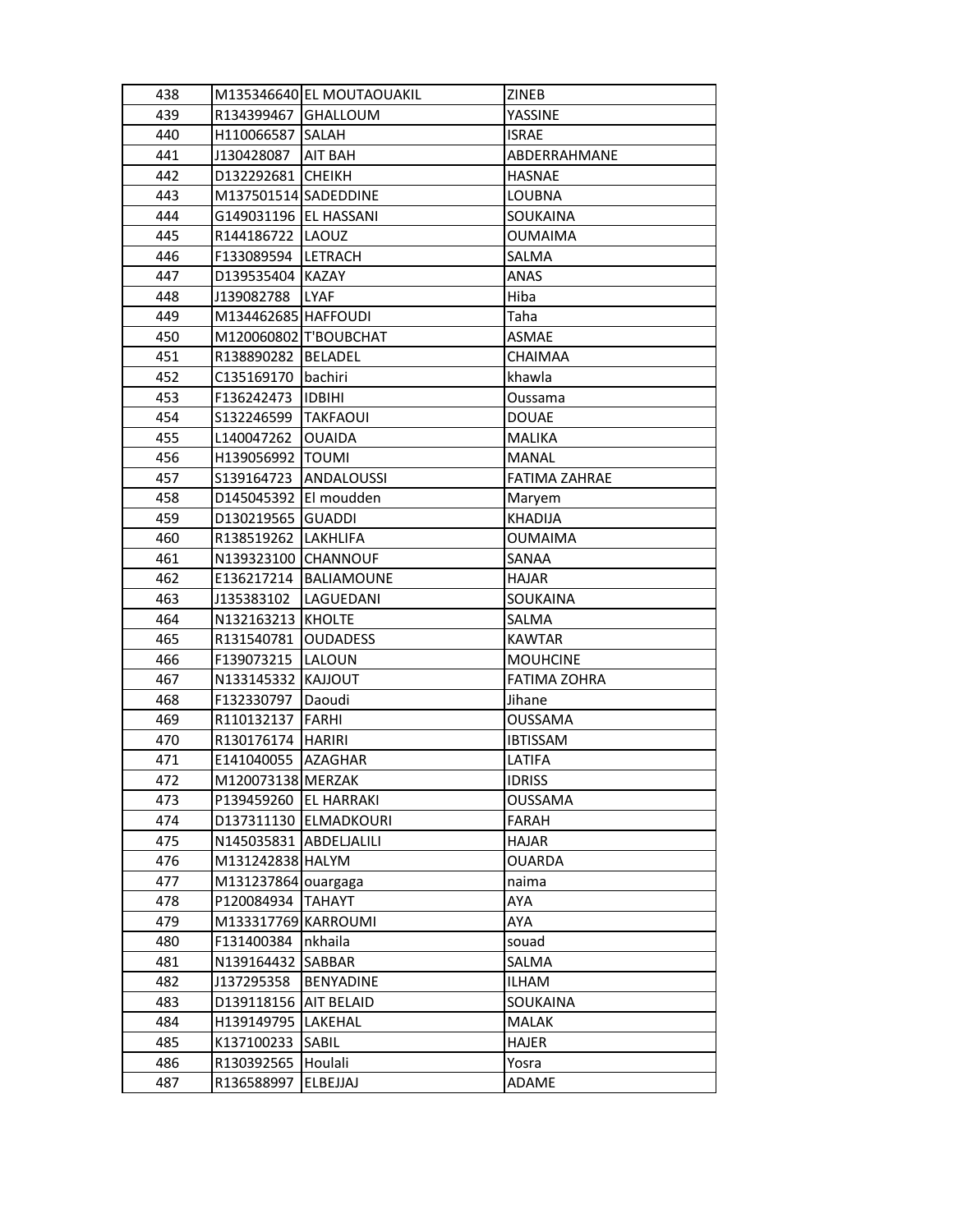| 438 | M135346640 | EL MOUTAOUAKIL | ZINEB |
|---|---|---|---|
| 439 | R134399467 | GHALLOUM | YASSINE |
| 440 | H110066587 | SALAH | ISRAE |
| 441 | J130428087 | AIT BAH | ABDERRAHMANE |
| 442 | D132292681 | CHEIKH | HASNAE |
| 443 | M137501514 | SADEDDINE | LOUBNA |
| 444 | G149031196 | EL HASSANI | SOUKAINA |
| 445 | R144186722 | LAOUZ | OUMAIMA |
| 446 | F133089594 | LETRACH | SALMA |
| 447 | D139535404 | KAZAY | ANAS |
| 448 | J139082788 | LYAF | Hiba |
| 449 | M134462685 | HAFFOUDI | Taha |
| 450 | M120060802 | T'BOUBCHAT | ASMAE |
| 451 | R138890282 | BELADEL | CHAIMAA |
| 452 | C135169170 | bachiri | khawla |
| 453 | F136242473 | IDBIHI | Oussama |
| 454 | S132246599 | TAKFAOUI | DOUAE |
| 455 | L140047262 | OUAIDA | MALIKA |
| 456 | H139056992 | TOUMI | MANAL |
| 457 | S139164723 | ANDALOUSSI | FATIMA ZAHRAE |
| 458 | D145045392 | El moudden | Maryem |
| 459 | D130219565 | GUADDI | KHADIJA |
| 460 | R138519262 | LAKHLIFA | OUMAIMA |
| 461 | N139323100 | CHANNOUF | SANAA |
| 462 | E136217214 | BALIAMOUNE | HAJAR |
| 463 | J135383102 | LAGUEDANI | SOUKAINA |
| 464 | N132163213 | KHOLTE | SALMA |
| 465 | R131540781 | OUDADESS | KAWTAR |
| 466 | F139073215 | LALOUN | MOUHCINE |
| 467 | N133145332 | KAJJOUT | FATIMA ZOHRA |
| 468 | F132330797 | Daoudi | Jihane |
| 469 | R110132137 | FARHI | OUSSAMA |
| 470 | R130176174 | HARIRI | IBTISSAM |
| 471 | E141040055 | AZAGHAR | LATIFA |
| 472 | M120073138 | MERZAK | IDRISS |
| 473 | P139459260 | EL HARRAKI | OUSSAMA |
| 474 | D137311130 | ELMADKOURI | FARAH |
| 475 | N145035831 | ABDELJALILI | HAJAR |
| 476 | M131242838 | HALYM | OUARDA |
| 477 | M131237864 | ouargaga | naima |
| 478 | P120084934 | TAHAYT | AYA |
| 479 | M133317769 | KARROUMI | AYA |
| 480 | F131400384 | nkhaila | souad |
| 481 | N139164432 | SABBAR | SALMA |
| 482 | J137295358 | BENYADINE | ILHAM |
| 483 | D139118156 | AIT BELAID | SOUKAINA |
| 484 | H139149795 | LAKEHAL | MALAK |
| 485 | K137100233 | SABIL | HAJER |
| 486 | R130392565 | Houlali | Yosra |
| 487 | R136588997 | ELBEJJAJ | ADAME |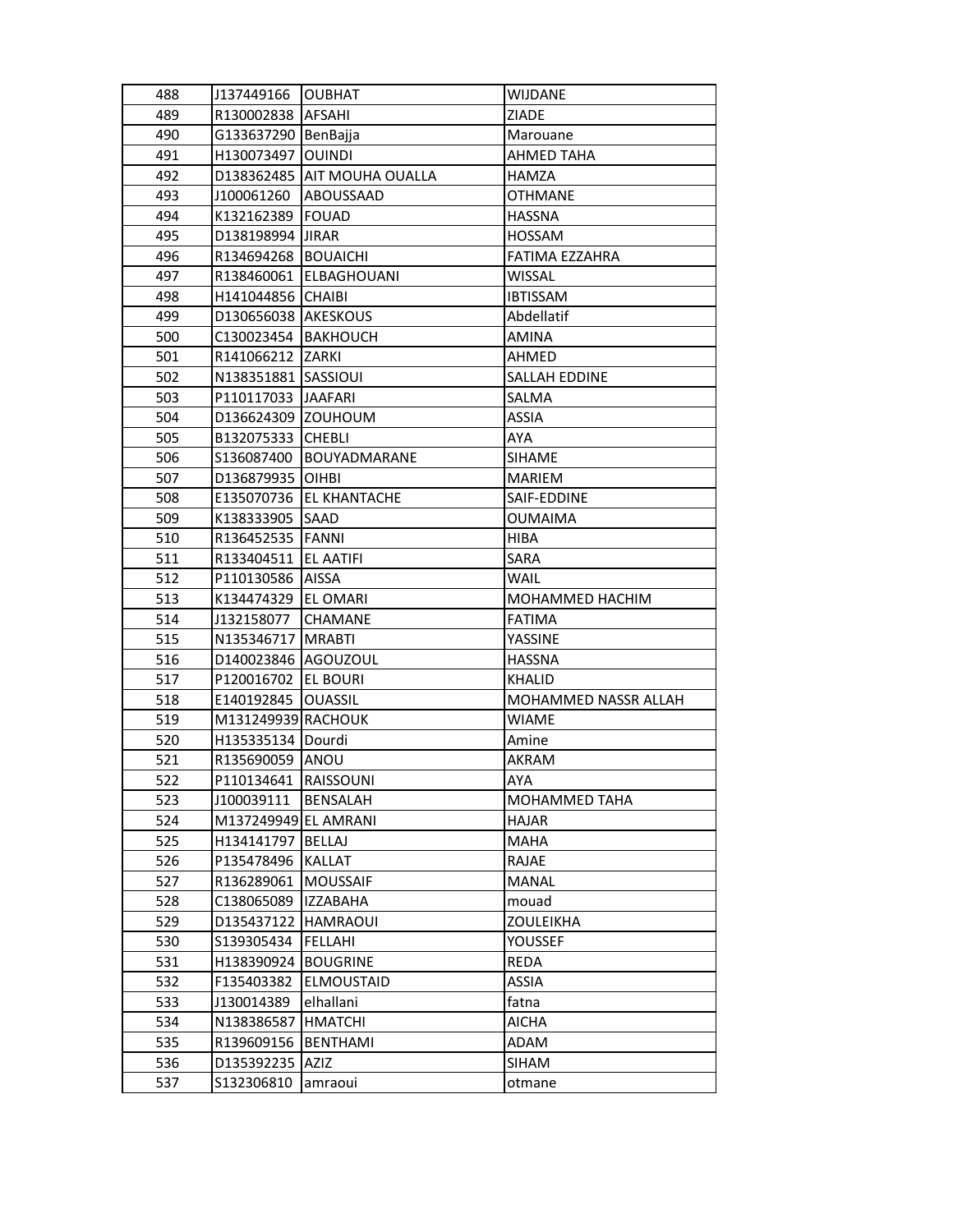| 488 | J137449166 | OUBHAT | WIJDANE |
|---|---|---|---|
| 489 | R130002838 | AFSAHI | ZIADE |
| 490 | G133637290 | BenBajja | Marouane |
| 491 | H130073497 | OUINDI | AHMED TAHA |
| 492 | D138362485 | AIT MOUHA OUALLA | HAMZA |
| 493 | J100061260 | ABOUSSAAD | OTHMANE |
| 494 | K132162389 | FOUAD | HASSNA |
| 495 | D138198994 | JIRAR | HOSSAM |
| 496 | R134694268 | BOUAICHI | FATIMA EZZAHRA |
| 497 | R138460061 | ELBAGHOUANI | WISSAL |
| 498 | H141044856 | CHAIBI | IBTISSAM |
| 499 | D130656038 | AKESKOUS | Abdellatif |
| 500 | C130023454 | BAKHOUCH | AMINA |
| 501 | R141066212 | ZARKI | AHMED |
| 502 | N138351881 | SASSIOUI | SALLAH EDDINE |
| 503 | P110117033 | JAAFARI | SALMA |
| 504 | D136624309 | ZOUHOUM | ASSIA |
| 505 | B132075333 | CHEBLI | AYA |
| 506 | S136087400 | BOUYADMARANE | SIHAME |
| 507 | D136879935 | OIHBI | MARIEM |
| 508 | E135070736 | EL KHANTACHE | SAIF-EDDINE |
| 509 | K138333905 | SAAD | OUMAIMA |
| 510 | R136452535 | FANNI | HIBA |
| 511 | R133404511 | EL AATIFI | SARA |
| 512 | P110130586 | AISSA | WAIL |
| 513 | K134474329 | EL OMARI | MOHAMMED HACHIM |
| 514 | J132158077 | CHAMANE | FATIMA |
| 515 | N135346717 | MRABTI | YASSINE |
| 516 | D140023846 | AGOUZOUL | HASSNA |
| 517 | P120016702 | EL BOURI | KHALID |
| 518 | E140192845 | OUASSIL | MOHAMMED NASSR ALLAH |
| 519 | M131249939 | RACHOUK | WIAME |
| 520 | H135335134 | Dourdi | Amine |
| 521 | R135690059 | ANOU | AKRAM |
| 522 | P110134641 | RAISSOUNI | AYA |
| 523 | J100039111 | BENSALAH | MOHAMMED TAHA |
| 524 | M137249949 | EL AMRANI | HAJAR |
| 525 | H134141797 | BELLAJ | MAHA |
| 526 | P135478496 | KALLAT | RAJAE |
| 527 | R136289061 | MOUSSAIF | MANAL |
| 528 | C138065089 | IZZABAHA | mouad |
| 529 | D135437122 | HAMRAOUI | ZOULEIKHA |
| 530 | S139305434 | FELLAHI | YOUSSEF |
| 531 | H138390924 | BOUGRINE | REDA |
| 532 | F135403382 | ELMOUSTAID | ASSIA |
| 533 | J130014389 | elhallani | fatna |
| 534 | N138386587 | HMATCHI | AICHA |
| 535 | R139609156 | BENTHAMI | ADAM |
| 536 | D135392235 | AZIZ | SIHAM |
| 537 | S132306810 | amraoui | otmane |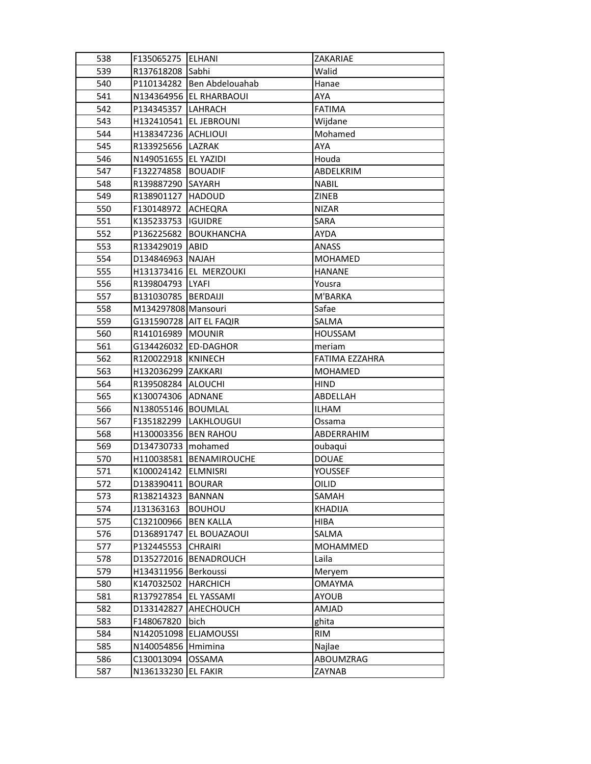| 538 | F135065275 | ELHANI | ZAKARIAE |
|---|---|---|---|
| 539 | R137618208 | Sabhi | Walid |
| 540 | P110134282 | Ben Abdelouahab | Hanae |
| 541 | N134364956 | EL RHARBAOUI | AYA |
| 542 | P134345357 | LAHRACH | FATIMA |
| 543 | H132410541 | EL JEBROUNI | Wijdane |
| 544 | H138347236 | ACHLIOUI | Mohamed |
| 545 | R133925656 | LAZRAK | AYA |
| 546 | N149051655 | EL YAZIDI | Houda |
| 547 | F132274858 | BOUADIF | ABDELKRIM |
| 548 | R139887290 | SAYARH | NABIL |
| 549 | R138901127 | HADOUD | ZINEB |
| 550 | F130148972 | ACHEQRA | NIZAR |
| 551 | K135233753 | IGUIDRE | SARA |
| 552 | P136225682 | BOUKHANCHA | AYDA |
| 553 | R133429019 | ABID | ANASS |
| 554 | D134846963 | NAJAH | MOHAMED |
| 555 | H131373416 | EL  MERZOUKI | HANANE |
| 556 | R139804793 | LYAFI | Yousra |
| 557 | B131030785 | BERDAIJI | M'BARKA |
| 558 | M134297808 | Mansouri | Safae |
| 559 | G131590728 | AIT EL FAQIR | SALMA |
| 560 | R141016989 | MOUNIR | HOUSSAM |
| 561 | G134426032 | ED-DAGHOR | meriam |
| 562 | R120022918 | KNINECH | FATIMA EZZAHRA |
| 563 | H132036299 | ZAKKARI | MOHAMED |
| 564 | R139508284 | ALOUCHI | HIND |
| 565 | K130074306 | ADNANE | ABDELLAH |
| 566 | N138055146 | BOUMLAL | ILHAM |
| 567 | F135182299 | LAKHLOUGUI | Ossama |
| 568 | H130003356 | BEN RAHOU | ABDERRAHIM |
| 569 | D134730733 | mohamed | oubaqui |
| 570 | H110038581 | BENAMIROUCHE | DOUAE |
| 571 | K100024142 | ELMNISRI | YOUSSEF |
| 572 | D138390411 | BOURAR | OILID |
| 573 | R138214323 | BANNAN | SAMAH |
| 574 | J131363163 | BOUHOU | KHADIJA |
| 575 | C132100966 | BEN KALLA | HIBA |
| 576 | D136891747 | EL BOUAZAOUI | SALMA |
| 577 | P132445553 | CHRAIRI | MOHAMMED |
| 578 | D135272016 | BENADROUCH | Laila |
| 579 | H134311956 | Berkoussi | Meryem |
| 580 | K147032502 | HARCHICH | OMAYMA |
| 581 | R137927854 | EL YASSAMI | AYOUB |
| 582 | D133142827 | AHECHOUCH | AMJAD |
| 583 | F148067820 | bich | ghita |
| 584 | N142051098 | ELJAMOUSSI | RIM |
| 585 | N140054856 | Hmimina | Najlae |
| 586 | C130013094 | OSSAMA | ABOUMZRAG |
| 587 | N136133230 | EL FAKIR | ZAYNAB |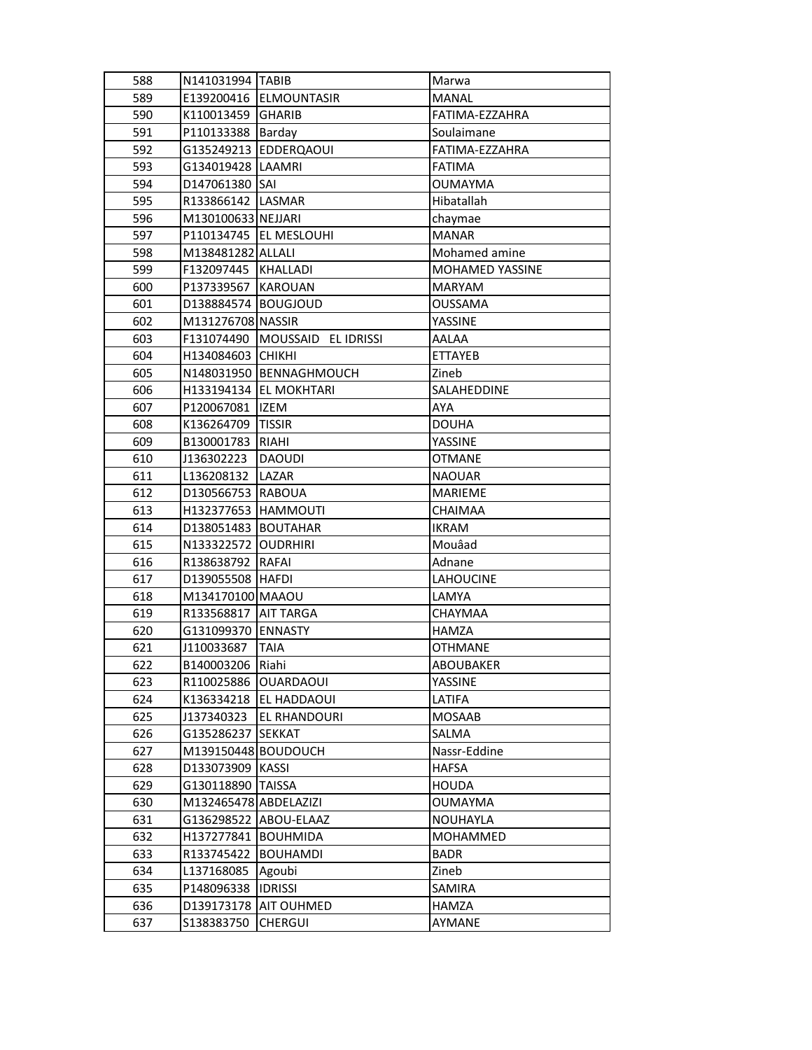| 588 | N141031994 | TABIB | Marwa |
|---|---|---|---|
| 589 | E139200416 | ELMOUNTASIR | MANAL |
| 590 | K110013459 | GHARIB | FATIMA-EZZAHRA |
| 591 | P110133388 | Barday | Soulaimane |
| 592 | G135249213 | EDDERQAOUI | FATIMA-EZZAHRA |
| 593 | G134019428 | LAAMRI | FATIMA |
| 594 | D147061380 | SAI | OUMAYMA |
| 595 | R133866142 | LASMAR | Hibatallah |
| 596 | M130100633 | NEJJARI | chaymae |
| 597 | P110134745 | EL MESLOUHI | MANAR |
| 598 | M138481282 | ALLALI | Mohamed amine |
| 599 | F132097445 | KHALLADI | MOHAMED YASSINE |
| 600 | P137339567 | KAROUAN | MARYAM |
| 601 | D138884574 | BOUGJOUD | OUSSAMA |
| 602 | M131276708 | NASSIR | YASSINE |
| 603 | F131074490 | MOUSSAID EL IDRISSI | AALAA |
| 604 | H134084603 | CHIKHI | ETTAYEB |
| 605 | N148031950 | BENNAGHMOUCH | Zineb |
| 606 | H133194134 | EL MOKHTARI | SALAHEDDINE |
| 607 | P120067081 | IZEM | AYA |
| 608 | K136264709 | TISSIR | DOUHA |
| 609 | B130001783 | RIAHI | YASSINE |
| 610 | J136302223 | DAOUDI | OTMANE |
| 611 | L136208132 | LAZAR | NAOUAR |
| 612 | D130566753 | RABOUA | MARIEME |
| 613 | H132377653 | HAMMOUTI | CHAIMAA |
| 614 | D138051483 | BOUTAHAR | IKRAM |
| 615 | N133322572 | OUDRHIRI | Mouâad |
| 616 | R138638792 | RAFAI | Adnane |
| 617 | D139055508 | HAFDI | LAHOUCINE |
| 618 | M134170100 | MAAOU | LAMYA |
| 619 | R133568817 | AIT TARGA | CHAYMAA |
| 620 | G131099370 | ENNASTY | HAMZA |
| 621 | J110033687 | TAIA | OTHMANE |
| 622 | B140003206 | Riahi | ABOUBAKER |
| 623 | R110025886 | OUARDAOUI | YASSINE |
| 624 | K136334218 | EL HADDAOUI | LATIFA |
| 625 | J137340323 | EL RHANDOURI | MOSAAB |
| 626 | G135286237 | SEKKAT | SALMA |
| 627 | M139150448 | BOUDOUCH | Nassr-Eddine |
| 628 | D133073909 | KASSI | HAFSA |
| 629 | G130118890 | TAISSA | HOUDA |
| 630 | M132465478 | ABDELAZIZI | OUMAYMA |
| 631 | G136298522 | ABOU-ELAAZ | NOUHAYLA |
| 632 | H137277841 | BOUHMIDA | MOHAMMED |
| 633 | R133745422 | BOUHAMDI | BADR |
| 634 | L137168085 | Agoubi | Zineb |
| 635 | P148096338 | IDRISSI | SAMIRA |
| 636 | D139173178 | AIT OUHMED | HAMZA |
| 637 | S138383750 | CHERGUI | AYMANE |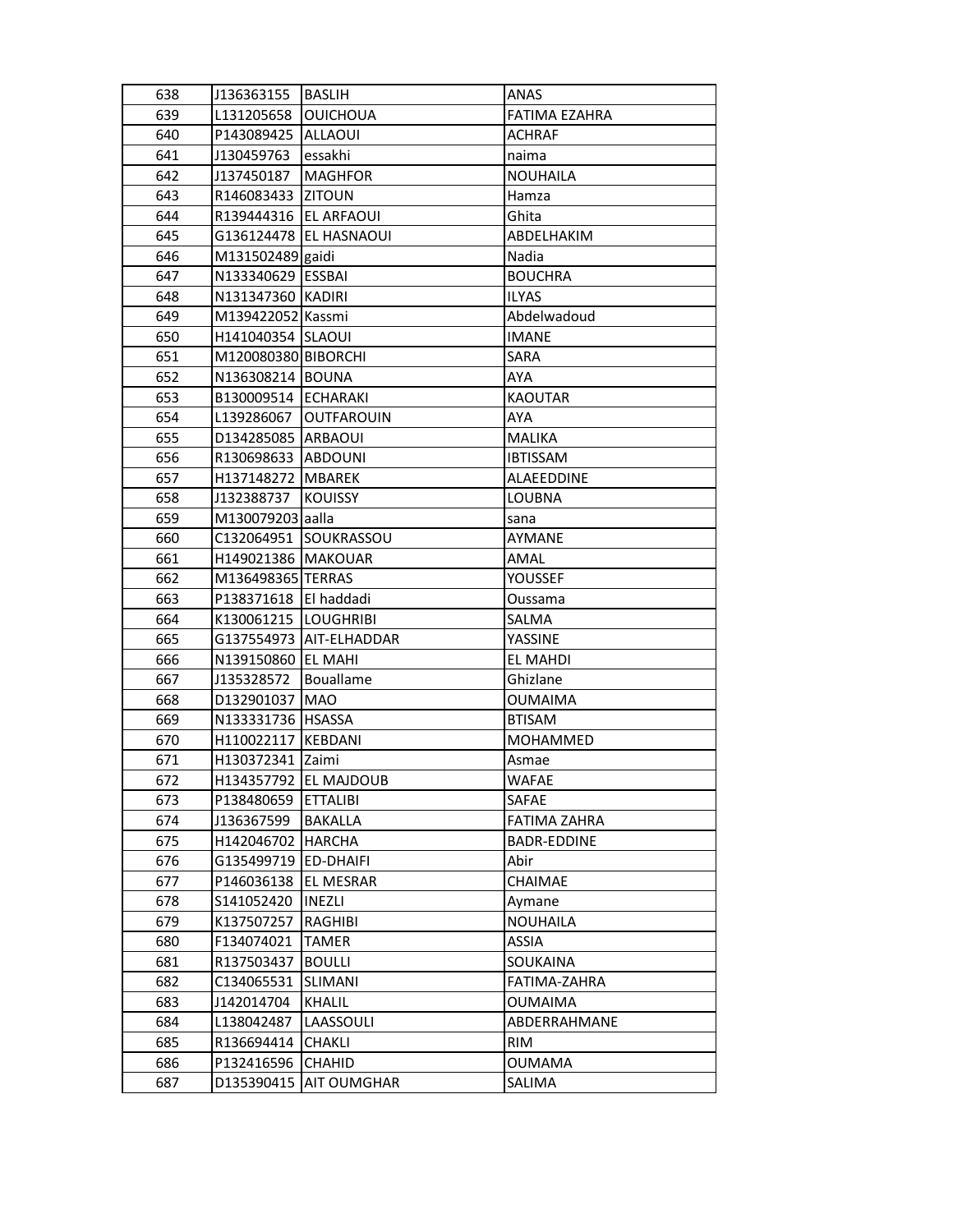| 638 | J136363155 | BASLIH | ANAS |
|---|---|---|---|
| 639 | L131205658 | OUICHOUA | FATIMA EZAHRA |
| 640 | P143089425 | ALLAOUI | ACHRAF |
| 641 | J130459763 | essakhi | naima |
| 642 | J137450187 | MAGHFOR | NOUHAILA |
| 643 | R146083433 | ZITOUN | Hamza |
| 644 | R139444316 | EL ARFAOUI | Ghita |
| 645 | G136124478 | EL HASNAOUI | ABDELHAKIM |
| 646 | M131502489 | gaidi | Nadia |
| 647 | N133340629 | ESSBAI | BOUCHRA |
| 648 | N131347360 | KADIRI | ILYAS |
| 649 | M139422052 | Kassmi | Abdelwadoud |
| 650 | H141040354 | SLAOUI | IMANE |
| 651 | M120080380 | BIBORCHI | SARA |
| 652 | N136308214 | BOUNA | AYA |
| 653 | B130009514 | ECHARAKI | KAOUTAR |
| 654 | L139286067 | OUTFAROUIN | AYA |
| 655 | D134285085 | ARBAOUI | MALIKA |
| 656 | R130698633 | ABDOUNI | IBTISSAM |
| 657 | H137148272 | MBAREK | ALAEEDDINE |
| 658 | J132388737 | KOUISSY | LOUBNA |
| 659 | M130079203 | aalla | sana |
| 660 | C132064951 | SOUKRASSOU | AYMANE |
| 661 | H149021386 | MAKOUAR | AMAL |
| 662 | M136498365 | TERRAS | YOUSSEF |
| 663 | P138371618 | El haddadi | Oussama |
| 664 | K130061215 | LOUGHRIBI | SALMA |
| 665 | G137554973 | AIT-ELHADDAR | YASSINE |
| 666 | N139150860 | EL MAHI | EL MAHDI |
| 667 | J135328572 | Bouallame | Ghizlane |
| 668 | D132901037 | MAO | OUMAIMA |
| 669 | N133331736 | HSASSA | BTISAM |
| 670 | H110022117 | KEBDANI | MOHAMMED |
| 671 | H130372341 | Zaimi | Asmae |
| 672 | H134357792 | EL MAJDOUB | WAFAE |
| 673 | P138480659 | ETTALIBI | SAFAE |
| 674 | J136367599 | BAKALLA | FATIMA ZAHRA |
| 675 | H142046702 | HARCHA | BADR-EDDINE |
| 676 | G135499719 | ED-DHAIFI | Abir |
| 677 | P146036138 | EL MESRAR | CHAIMAE |
| 678 | S141052420 | INEZLI | Aymane |
| 679 | K137507257 | RAGHIBI | NOUHAILA |
| 680 | F134074021 | TAMER | ASSIA |
| 681 | R137503437 | BOULLI | SOUKAINA |
| 682 | C134065531 | SLIMANI | FATIMA-ZAHRA |
| 683 | J142014704 | KHALIL | OUMAIMA |
| 684 | L138042487 | LAASSOULI | ABDERRAHMANE |
| 685 | R136694414 | CHAKLI | RIM |
| 686 | P132416596 | CHAHID | OUMAMA |
| 687 | D135390415 | AIT OUMGHAR | SALIMA |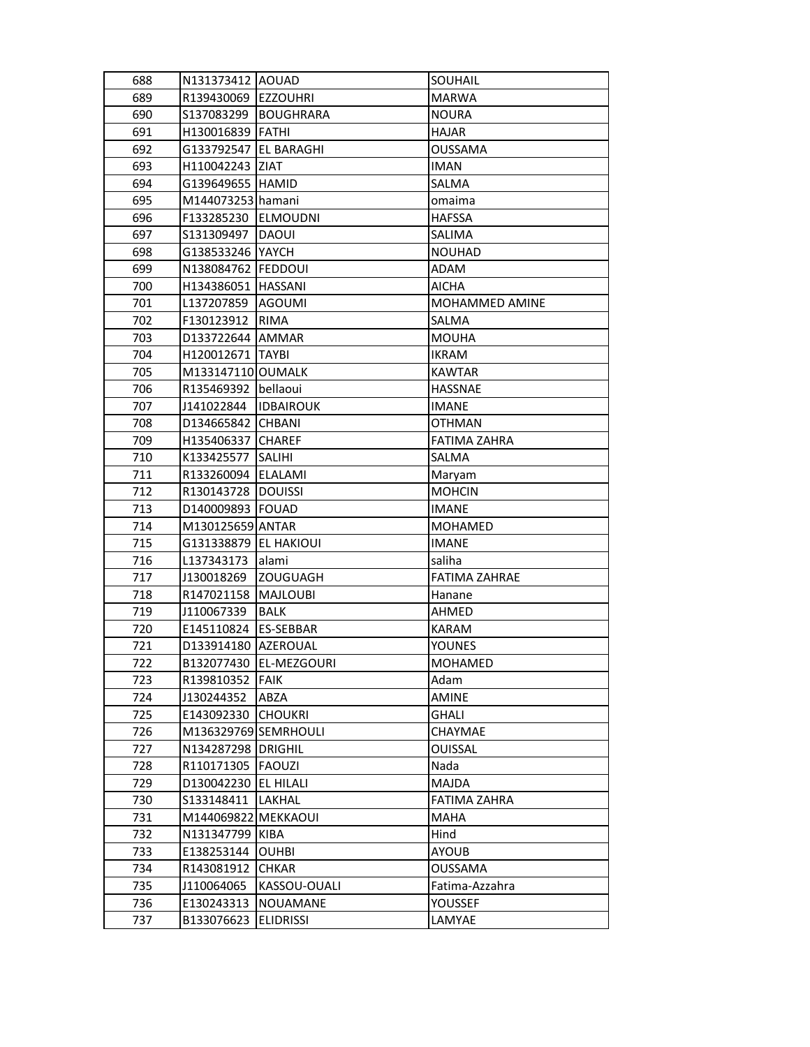| | | | |
|---|---|---|---|
| 688 | N131373412 | AOUAD | SOUHAIL |
| 689 | R139430069 | EZZOUHRI | MARWA |
| 690 | S137083299 | BOUGHRARA | NOURA |
| 691 | H130016839 | FATHI | HAJAR |
| 692 | G133792547 | EL BARAGHI | OUSSAMA |
| 693 | H110042243 | ZIAT | IMAN |
| 694 | G139649655 | HAMID | SALMA |
| 695 | M144073253 | hamani | omaima |
| 696 | F133285230 | ELMOUDNI | HAFSSA |
| 697 | S131309497 | DAOUI | SALIMA |
| 698 | G138533246 | YAYCH | NOUHAD |
| 699 | N138084762 | FEDDOUI | ADAM |
| 700 | H134386051 | HASSANI | AICHA |
| 701 | L137207859 | AGOUMI | MOHAMMED AMINE |
| 702 | F130123912 | RIMA | SALMA |
| 703 | D133722644 | AMMAR | MOUHA |
| 704 | H120012671 | TAYBI | IKRAM |
| 705 | M133147110 | OUMALK | KAWTAR |
| 706 | R135469392 | bellaoui | HASSNAE |
| 707 | J141022844 | IDBAIROUK | IMANE |
| 708 | D134665842 | CHBANI | OTHMAN |
| 709 | H135406337 | CHAREF | FATIMA ZAHRA |
| 710 | K133425577 | SALIHI | SALMA |
| 711 | R133260094 | ELALAMI | Maryam |
| 712 | R130143728 | DOUISSI | MOHCIN |
| 713 | D140009893 | FOUAD | IMANE |
| 714 | M130125659 | ANTAR | MOHAMED |
| 715 | G131338879 | EL HAKIOUI | IMANE |
| 716 | L137343173 | alami | saliha |
| 717 | J130018269 | ZOUGUAGH | FATIMA ZAHRAE |
| 718 | R147021158 | MAJLOUBI | Hanane |
| 719 | J110067339 | BALK | AHMED |
| 720 | E145110824 | ES-SEBBAR | KARAM |
| 721 | D133914180 | AZEROUAL | YOUNES |
| 722 | B132077430 | EL-MEZGOURI | MOHAMED |
| 723 | R139810352 | FAIK | Adam |
| 724 | J130244352 | ABZA | AMINE |
| 725 | E143092330 | CHOUKRI | GHALI |
| 726 | M136329769 | SEMRHOULI | CHAYMAE |
| 727 | N134287298 | DRIGHIL | OUISSAL |
| 728 | R110171305 | FAOUZI | Nada |
| 729 | D130042230 | EL HILALI | MAJDA |
| 730 | S133148411 | LAKHAL | FATIMA ZAHRA |
| 731 | M144069822 | MEKKAOUI | MAHA |
| 732 | N131347799 | KIBA | Hind |
| 733 | E138253144 | OUHBI | AYOUB |
| 734 | R143081912 | CHKAR | OUSSAMA |
| 735 | J110064065 | KASSOU-OUALI | Fatima-Azzahra |
| 736 | E130243313 | NOUAMANE | YOUSSEF |
| 737 | B133076623 | ELIDRISSI | LAMYAE |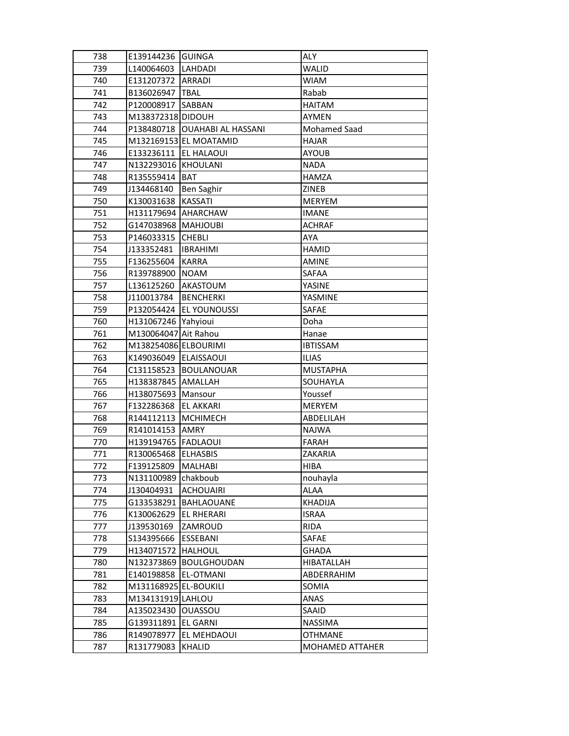| 738 | E139144236 | GUINGA | ALY |
|---|---|---|---|
| 739 | L140064603 | LAHDADI | WALID |
| 740 | E131207372 | ARRADI | WIAM |
| 741 | B136026947 | TBAL | Rabab |
| 742 | P120008917 | SABBAN | HAITAM |
| 743 | M138372318 | DIDOUH | AYMEN |
| 744 | P138480718 | OUAHABI AL HASSANI | Mohamed Saad |
| 745 | M132169153 | EL MOATAMID | HAJAR |
| 746 | E133236111 | EL HALAOUI | AYOUB |
| 747 | N132293016 | KHOULANI | NADA |
| 748 | R135559414 | BAT | HAMZA |
| 749 | J134468140 | Ben Saghir | ZINEB |
| 750 | K130031638 | KASSATI | MERYEM |
| 751 | H131179694 | AHARCHAW | IMANE |
| 752 | G147038968 | MAHJOUBI | ACHRAF |
| 753 | P146033315 | CHEBLI | AYA |
| 754 | J133352481 | IBRAHIMI | HAMID |
| 755 | F136255604 | KARRA | AMINE |
| 756 | R139788900 | NOAM | SAFAA |
| 757 | L136125260 | AKASTOUM | YASINE |
| 758 | J110013784 | BENCHERKI | YASMINE |
| 759 | P132054424 | EL YOUNOUSSI | SAFAE |
| 760 | H131067246 | Yahyioui | Doha |
| 761 | M130064047 | Ait Rahou | Hanae |
| 762 | M138254086 | ELBOURIMI | IBTISSAM |
| 763 | K149036049 | ELAISSAOUI | ILIAS |
| 764 | C131158523 | BOULANOUAR | MUSTAPHA |
| 765 | H138387845 | AMALLAH | SOUHAYLA |
| 766 | H138075693 | Mansour | Youssef |
| 767 | F132286368 | EL AKKARI | MERYEM |
| 768 | R144112113 | MCHIMECH | ABDELILAH |
| 769 | R141014153 | AMRY | NAJWA |
| 770 | H139194765 | FADLAOUI | FARAH |
| 771 | R130065468 | ELHASBIS | ZAKARIA |
| 772 | F139125809 | MALHABI | HIBA |
| 773 | N131100989 | chakboub | nouhayla |
| 774 | J130404931 | ACHOUAIRI | ALAA |
| 775 | G133538291 | BAHLAOUANE | KHADIJA |
| 776 | K130062629 | EL RHERARI | ISRAA |
| 777 | J139530169 | ZAMROUD | RIDA |
| 778 | S134395666 | ESSEBANI | SAFAE |
| 779 | H134071572 | HALHOUL | GHADA |
| 780 | N132373869 | BOULGHOUDAN | HIBATALLAH |
| 781 | E140198858 | EL-OTMANI | ABDERRAHIM |
| 782 | M131168925 | EL-BOUKILI | SOMIA |
| 783 | M134131919 | LAHLOU | ANAS |
| 784 | A135023430 | OUASSOU | SAAID |
| 785 | G139311891 | EL GARNI | NASSIMA |
| 786 | R149078977 | EL MEHDAOUI | OTHMANE |
| 787 | R131779083 | KHALID | MOHAMED ATTAHER |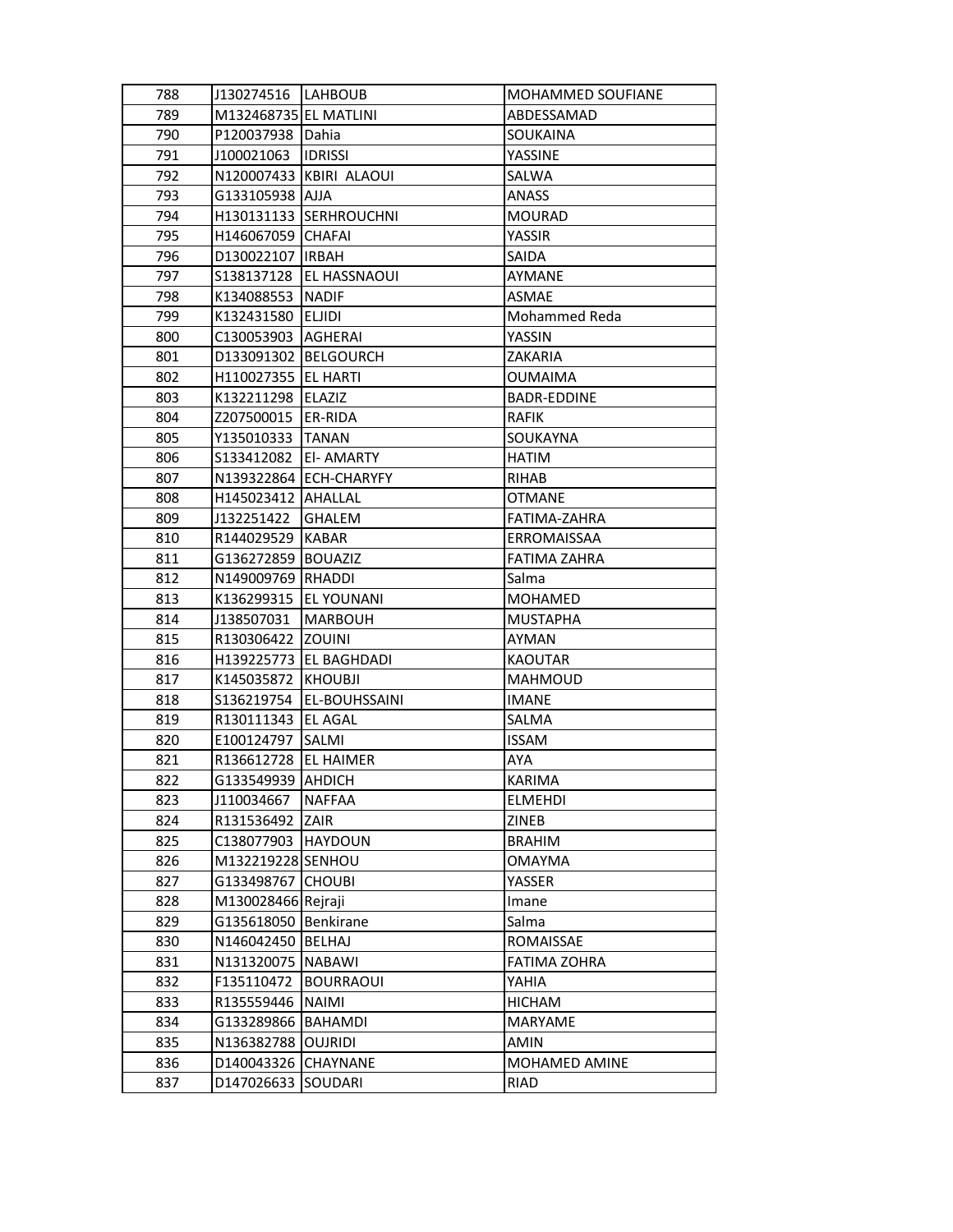| 788 | J130274516 | LAHBOUB | MOHAMMED SOUFIANE |
|---|---|---|---|
| 789 | M132468735 | EL MATLINI | ABDESSAMAD |
| 790 | P120037938 | Dahia | SOUKAINA |
| 791 | J100021063 | IDRISSI | YASSINE |
| 792 | N120007433 | KBIRI ALAOUI | SALWA |
| 793 | G133105938 | AJJA | ANASS |
| 794 | H130131133 | SERHROUCHNI | MOURAD |
| 795 | H146067059 | CHAFAI | YASSIR |
| 796 | D130022107 | IRBAH | SAIDA |
| 797 | S138137128 | EL HASSNAOUI | AYMANE |
| 798 | K134088553 | NADIF | ASMAE |
| 799 | K132431580 | ELJIDI | Mohammed Reda |
| 800 | C130053903 | AGHERAI | YASSIN |
| 801 | D133091302 | BELGOURCH | ZAKARIA |
| 802 | H110027355 | EL HARTI | OUMAIMA |
| 803 | K132211298 | ELAZIZ | BADR-EDDINE |
| 804 | Z207500015 | ER-RIDA | RAFIK |
| 805 | Y135010333 | TANAN | SOUKAYNA |
| 806 | S133412082 | El- AMARTY | HATIM |
| 807 | N139322864 | ECH-CHARYFY | RIHAB |
| 808 | H145023412 | AHALLAL | OTMANE |
| 809 | J132251422 | GHALEM | FATIMA-ZAHRA |
| 810 | R144029529 | KABAR | ERROMAISSAA |
| 811 | G136272859 | BOUAZIZ | FATIMA ZAHRA |
| 812 | N149009769 | RHADDI | Salma |
| 813 | K136299315 | EL YOUNANI | MOHAMED |
| 814 | J138507031 | MARBOUH | MUSTAPHA |
| 815 | R130306422 | ZOUINI | AYMAN |
| 816 | H139225773 | EL BAGHDADI | KAOUTAR |
| 817 | K145035872 | KHOUBJI | MAHMOUD |
| 818 | S136219754 | EL-BOUHSSAINI | IMANE |
| 819 | R130111343 | EL AGAL | SALMA |
| 820 | E100124797 | SALMI | ISSAM |
| 821 | R136612728 | EL HAIMER | AYA |
| 822 | G133549939 | AHDICH | KARIMA |
| 823 | J110034667 | NAFFAA | ELMEHDI |
| 824 | R131536492 | ZAIR | ZINEB |
| 825 | C138077903 | HAYDOUN | BRAHIM |
| 826 | M132219228 | SENHOU | OMAYMA |
| 827 | G133498767 | CHOUBI | YASSER |
| 828 | M130028466 | Rejraji | Imane |
| 829 | G135618050 | Benkirane | Salma |
| 830 | N146042450 | BELHAJ | ROMAISSAE |
| 831 | N131320075 | NABAWI | FATIMA ZOHRA |
| 832 | F135110472 | BOURRAOUI | YAHIA |
| 833 | R135559446 | NAIMI | HICHAM |
| 834 | G133289866 | BAHAMDI | MARYAME |
| 835 | N136382788 | OUJRIDI | AMIN |
| 836 | D140043326 | CHAYNANE | MOHAMED AMINE |
| 837 | D147026633 | SOUDARI | RIAD |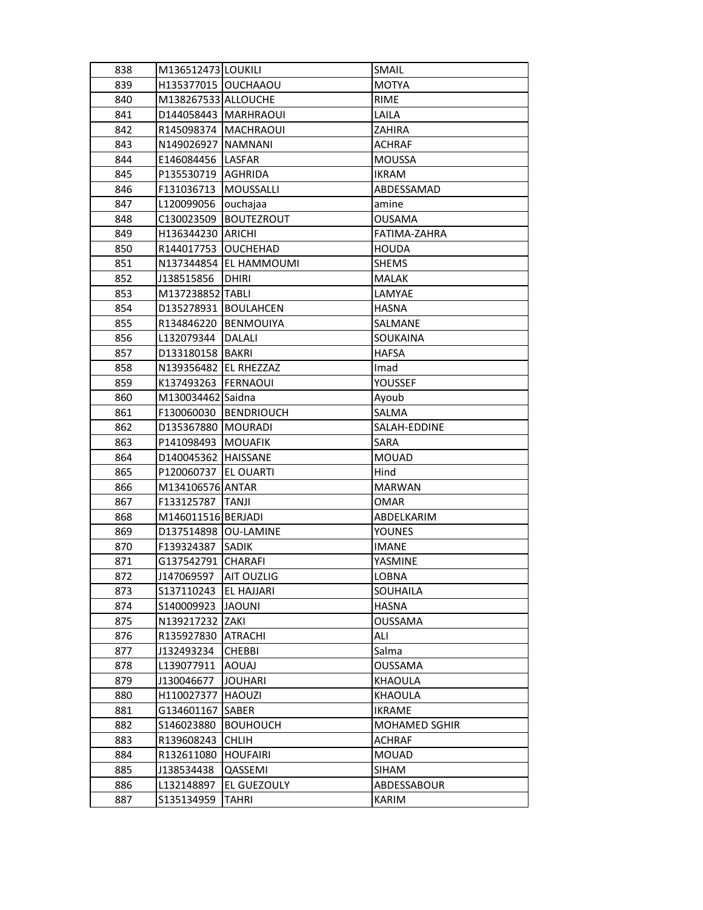| 838 | M136512473 | LOUKILI | SMAIL |
|---|---|---|---|
| 839 | H135377015 | OUCHAAOU | MOTYA |
| 840 | M138267533 | ALLOUCHE | RIME |
| 841 | D144058443 | MARHRAOUI | LAILA |
| 842 | R145098374 | MACHRAOUI | ZAHIRA |
| 843 | N149026927 | NAMNANI | ACHRAF |
| 844 | E146084456 | LASFAR | MOUSSA |
| 845 | P135530719 | AGHRIDA | IKRAM |
| 846 | F131036713 | MOUSSALLI | ABDESSAMAD |
| 847 | L120099056 | ouchajaa | amine |
| 848 | C130023509 | BOUTEZROUT | OUSAMA |
| 849 | H136344230 | ARICHI | FATIMA-ZAHRA |
| 850 | R144017753 | OUCHEHAD | HOUDA |
| 851 | N137344854 | EL HAMMOUMI | SHEMS |
| 852 | J138515856 | DHIRI | MALAK |
| 853 | M137238852 | TABLI | LAMYAE |
| 854 | D135278931 | BOULAHCEN | HASNA |
| 855 | R134846220 | BENMOUIYA | SALMANE |
| 856 | L132079344 | DALALI | SOUKAINA |
| 857 | D133180158 | BAKRI | HAFSA |
| 858 | N139356482 | EL RHEZZAZ | Imad |
| 859 | K137493263 | FERNAOUI | YOUSSEF |
| 860 | M130034462 | Saidna | Ayoub |
| 861 | F130060030 | BENDRIOUCH | SALMA |
| 862 | D135367880 | MOURADI | SALAH-EDDINE |
| 863 | P141098493 | MOUAFIK | SARA |
| 864 | D140045362 | HAISSANE | MOUAD |
| 865 | P120060737 | EL OUARTI | Hind |
| 866 | M134106576 | ANTAR | MARWAN |
| 867 | F133125787 | TANJI | OMAR |
| 868 | M146011516 | BERJADI | ABDELKARIM |
| 869 | D137514898 | OU-LAMINE | YOUNES |
| 870 | F139324387 | SADIK | IMANE |
| 871 | G137542791 | CHARAFI | YASMINE |
| 872 | J147069597 | AIT OUZLIG | LOBNA |
| 873 | S137110243 | EL HAJJARI | SOUHAILA |
| 874 | S140009923 | JAOUNI | HASNA |
| 875 | N139217232 | ZAKI | OUSSAMA |
| 876 | R135927830 | ATRACHI | ALI |
| 877 | J132493234 | CHEBBI | Salma |
| 878 | L139077911 | AOUAJ | OUSSAMA |
| 879 | J130046677 | JOUHARI | KHAOULA |
| 880 | H110027377 | HAOUZI | KHAOULA |
| 881 | G134601167 | SABER | IKRAME |
| 882 | S146023880 | BOUHOUCH | MOHAMED SGHIR |
| 883 | R139608243 | CHLIH | ACHRAF |
| 884 | R132611080 | HOUFAIRI | MOUAD |
| 885 | J138534438 | QASSEMI | SIHAM |
| 886 | L132148897 | EL GUEZOULY | ABDESSABOUR |
| 887 | S135134959 | TAHRI | KARIM |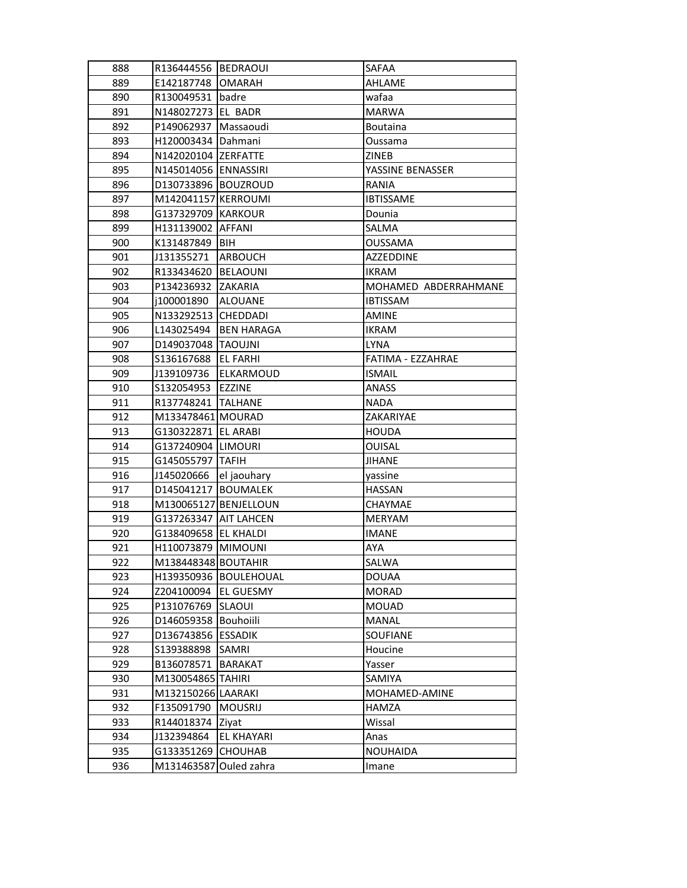| | | | |
|---|---|---|---|
| 888 | R136444556 | BEDRAOUI | SAFAA |
| 889 | E142187748 | OMARAH | AHLAME |
| 890 | R130049531 | badre | wafaa |
| 891 | N148027273 | EL BADR | MARWA |
| 892 | P149062937 | Massaoudi | Boutaina |
| 893 | H120003434 | Dahmani | Oussama |
| 894 | N142020104 | ZERFATTE | ZINEB |
| 895 | N145014056 | ENNASSIRI | YASSINE BENASSER |
| 896 | D130733896 | BOUZROUD | RANIA |
| 897 | M142041157 | KERROUMI | IBTISSAME |
| 898 | G137329709 | KARKOUR | Dounia |
| 899 | H131139002 | AFFANI | SALMA |
| 900 | K131487849 | BIH | OUSSAMA |
| 901 | J131355271 | ARBOUCH | AZZEDDINE |
| 902 | R133434620 | BELAOUNI | IKRAM |
| 903 | P134236932 | ZAKARIA | MOHAMED ABDERRAHMANE |
| 904 | j100001890 | ALOUANE | IBTISSAM |
| 905 | N133292513 | CHEDDADI | AMINE |
| 906 | L143025494 | BEN HARAGA | IKRAM |
| 907 | D149037048 | TAOUJNI | LYNA |
| 908 | S136167688 | EL FARHI | FATIMA - EZZAHRAE |
| 909 | J139109736 | ELKARMOUD | ISMAIL |
| 910 | S132054953 | EZZINE | ANASS |
| 911 | R137748241 | TALHANE | NADA |
| 912 | M133478461 | MOURAD | ZAKARIYAE |
| 913 | G130322871 | EL ARABI | HOUDA |
| 914 | G137240904 | LIMOURI | OUISAL |
| 915 | G145055797 | TAFIH | JIHANE |
| 916 | J145020666 | el jaouhary | yassine |
| 917 | D145041217 | BOUMALEK | HASSAN |
| 918 | M130065127 | BENJELLOUN | CHAYMAE |
| 919 | G137263347 | AIT LAHCEN | MERYAM |
| 920 | G138409658 | EL KHALDI | IMANE |
| 921 | H110073879 | MIMOUNI | AYA |
| 922 | M138448348 | BOUTAHIR | SALWA |
| 923 | H139350936 | BOULEHOUAL | DOUAA |
| 924 | Z204100094 | EL GUESMY | MORAD |
| 925 | P131076769 | SLAOUI | MOUAD |
| 926 | D146059358 | Bouhoiili | MANAL |
| 927 | D136743856 | ESSADIK | SOUFIANE |
| 928 | S139388898 | SAMRI | Houcine |
| 929 | B136078571 | BARAKAT | Yasser |
| 930 | M130054865 | TAHIRI | SAMIYA |
| 931 | M132150266 | LAARAKI | MOHAMED-AMINE |
| 932 | F135091790 | MOUSRIJ | HAMZA |
| 933 | R144018374 | Ziyat | Wissal |
| 934 | J132394864 | EL KHAYARI | Anas |
| 935 | G133351269 | CHOUHAB | NOUHAIDA |
| 936 | M131463587 | Ouled zahra | Imane |